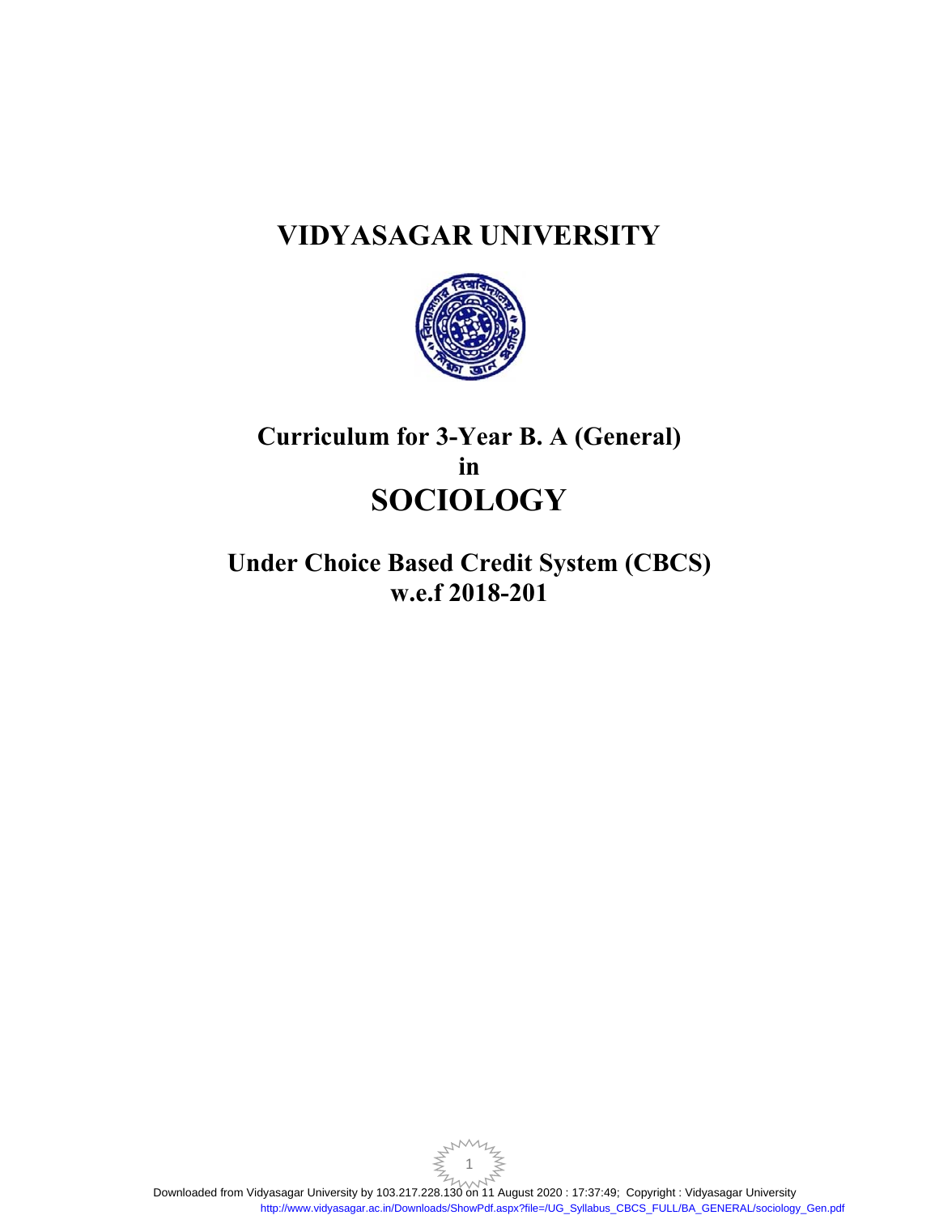# VIDYASAGAR UNIVERSITY

## Curriculum for 3-Year B. A (General) in

# SOCIOLOGY

## Under Choice Based Credit System (CBCS) w.e.f 2018-201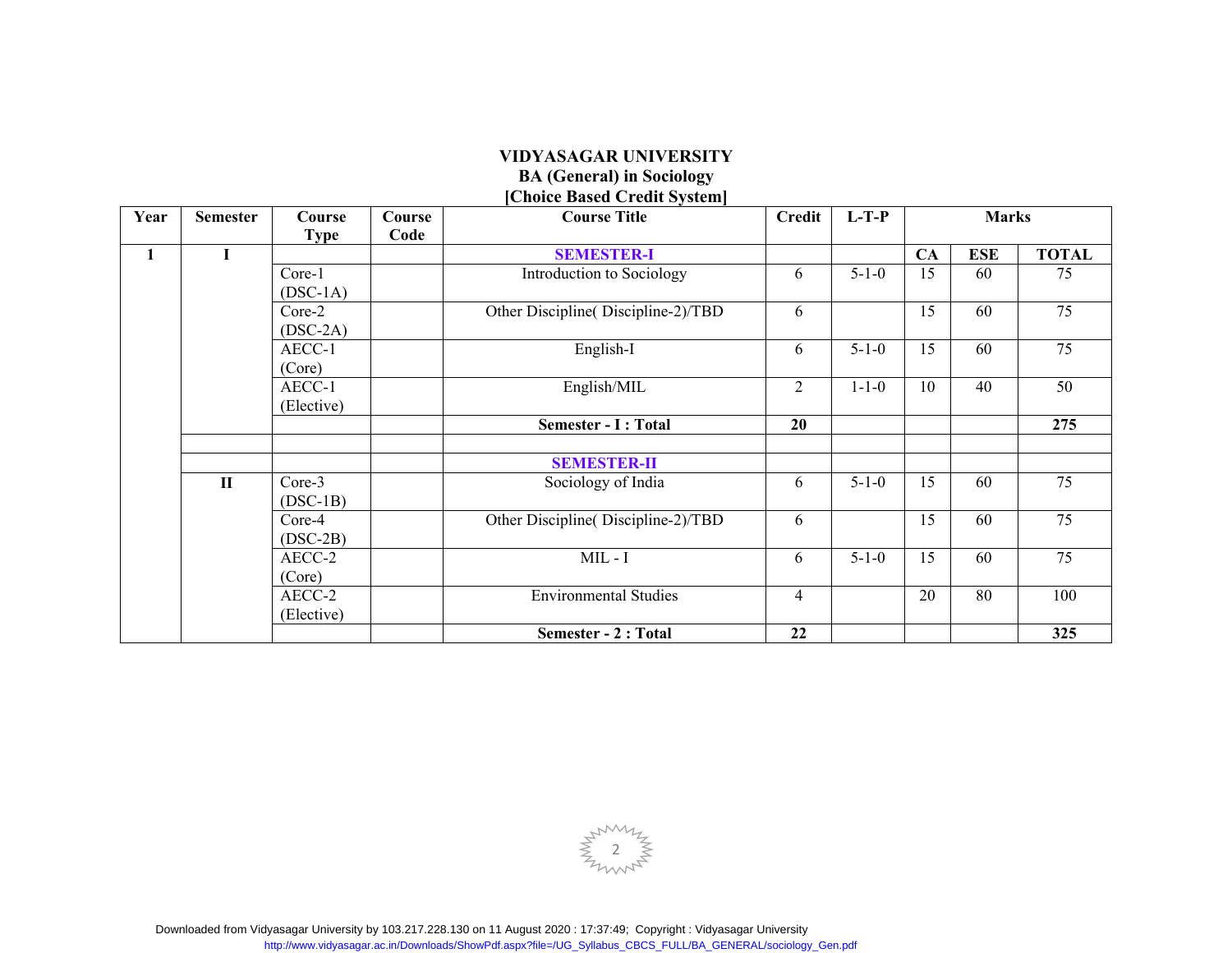# VIDYASAGAR UNIVERSITY
## BA (General) in Sociology
## [Choice Based Credit System]

| Year | Semester | Course Type | Course Code | Course Title | Credit | L-T-P | Marks | | |
|---|---|---|---|---|---|---|---|---|---|
| 1 | I | | | **SEMESTER-I** | | | CA | ESE | TOTAL |
| | | Core-1 (DSC-1A) | | Introduction to Sociology | 6 | 5-1-0 | 15 | 60 | 75 |
| | | Core-2 (DSC-2A) | | Other Discipline( Discipline-2)/TBD | 6 | | 15 | 60 | 75 |
| | | AECC-1 (Core) | | English-I | 6 | 5-1-0 | 15 | 60 | 75 |
| | | AECC-1 (Elective) | | English/MIL | 2 | 1-1-0 | 10 | 40 | 50 |
| | | | | **Semester - I : Total** | **20** | | | | **275** |
| | | | | | | | | | |
| | | | | **SEMESTER-II** | | | | | |
| | II | Core-3 (DSC-1B) | | Sociology of India | 6 | 5-1-0 | 15 | 60 | 75 |
| | | Core-4 (DSC-2B) | | Other Discipline( Discipline-2)/TBD | 6 | | 15 | 60 | 75 |
| | | AECC-2 (Core) | | MIL - I | 6 | 5-1-0 | 15 | 60 | 75 |
| | | AECC-2 (Elective) | | Environmental Studies | 4 | | 20 | 80 | 100 |
| | | | | **Semester - 2 : Total** | **22** | | | | **325** |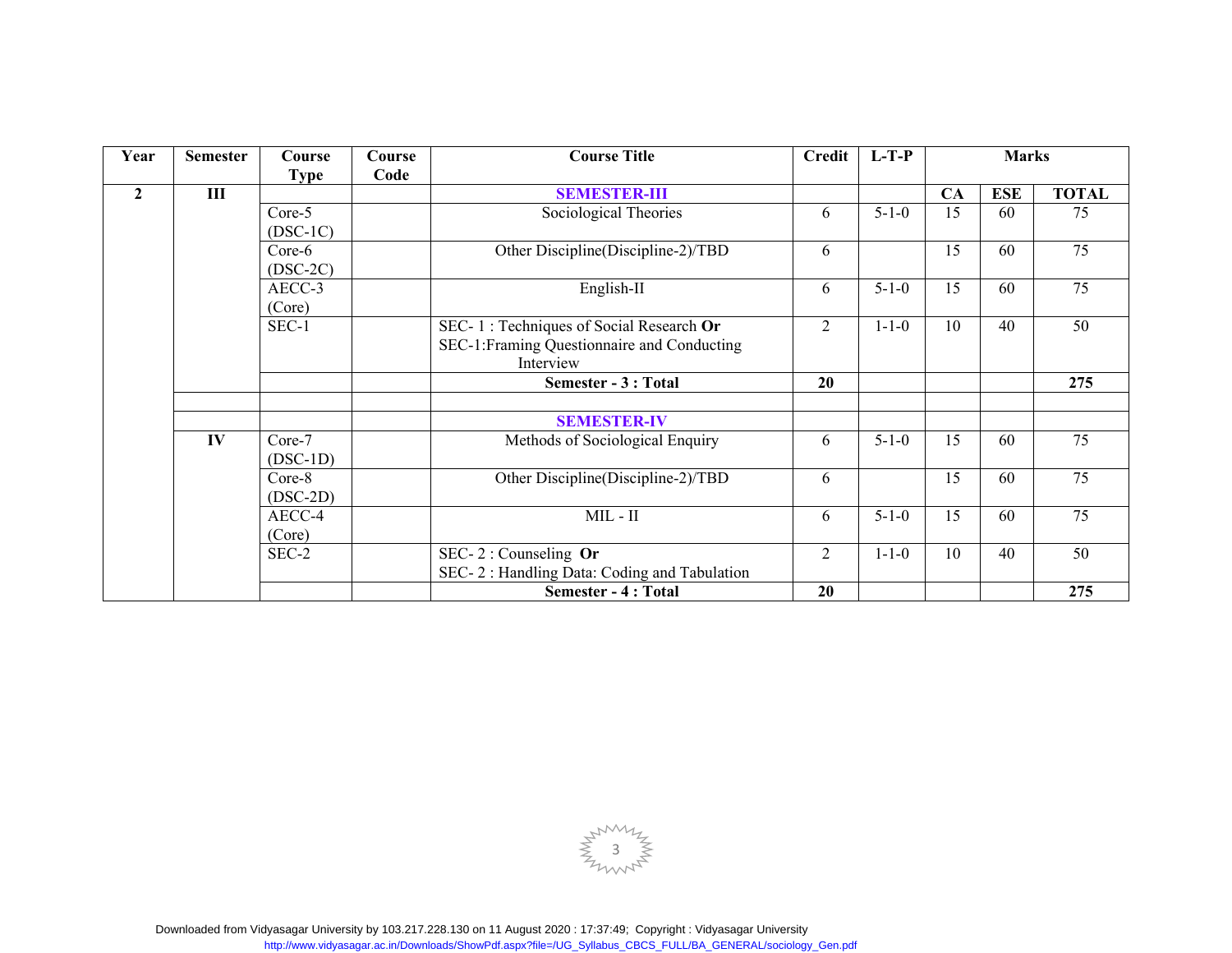| Year | Semester | Course Type | Course Code | Course Title | Credit | L-T-P | Marks | | |
|---|---|---|---|---|---|---|---|---|---|
| 2 | III | | | **SEMESTER-III** | | | **CA** | **ESE** | **TOTAL** |
| | | Core-5 (DSC-1C) | | Sociological Theories | 6 | 5-1-0 | 15 | 60 | 75 |
| | | Core-6 (DSC-2C) | | Other Discipline(Discipline-2)/TBD | 6 | | 15 | 60 | 75 |
| | | AECC-3 (Core) | | English-II | 6 | 5-1-0 | 15 | 60 | 75 |
| | | SEC-1 | | SEC- 1 : Techniques of Social Research **Or** SEC-1:Framing Questionnaire and Conducting Interview | 2 | 1-1-0 | 10 | 40 | 50 |
| | | | | **Semester - 3 : Total** | **20** | | | | **275** |
| | | | | | | | | | |
| | | | | **SEMESTER-IV** | | | | | |
| | IV | Core-7 (DSC-1D) | | Methods of Sociological Enquiry | 6 | 5-1-0 | 15 | 60 | 75 |
| | | Core-8 (DSC-2D) | | Other Discipline(Discipline-2)/TBD | 6 | | 15 | 60 | 75 |
| | | AECC-4 (Core) | | MIL - II | 6 | 5-1-0 | 15 | 60 | 75 |
| | | SEC-2 | | SEC- 2 : Counseling **Or** SEC- 2 : Handling Data: Coding and Tabulation | 2 | 1-1-0 | 10 | 40 | 50 |
| | | | | **Semester - 4 : Total** | **20** | | | | **275** |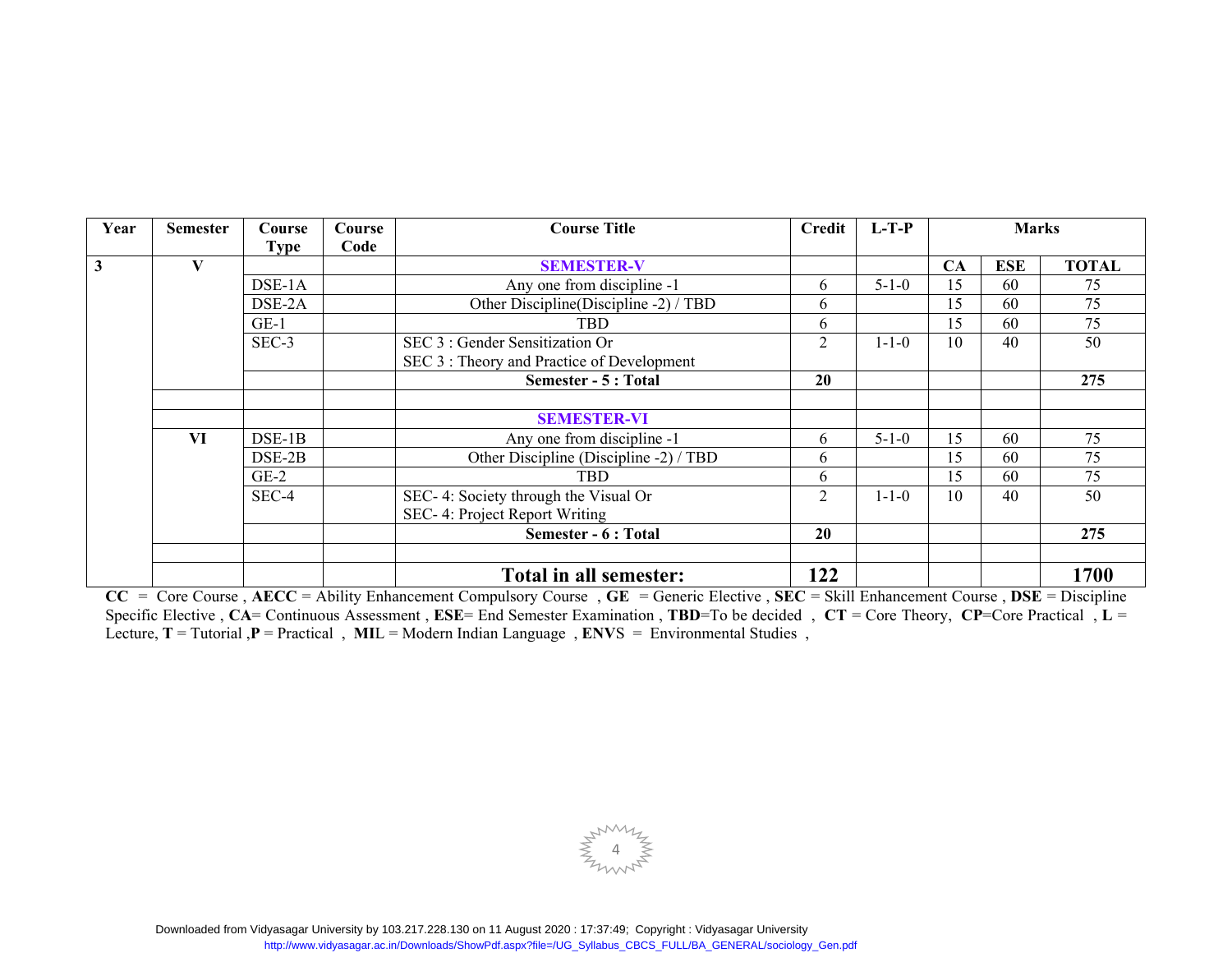| Year | Semester | Course Type | Course Code | Course Title | Credit | L-T-P | Marks | | |
|---|---|---|---|---|---|---|---|---|---|
| 3 | V | | | **SEMESTER-V** | | | **CA** | **ESE** | **TOTAL** |
| | | DSE-1A | | Any one from discipline -1 | 6 | 5-1-0 | 15 | 60 | 75 |
| | | DSE-2A | | Other Discipline(Discipline -2) / TBD | 6 | | 15 | 60 | 75 |
| | | GE-1 | | TBD | 6 | | 15 | 60 | 75 |
| | | SEC-3 | | SEC 3 : Gender Sensitization Or SEC 3 : Theory and Practice of Development | 2 | 1-1-0 | 10 | 40 | 50 |
| | | | | **Semester - 5 : Total** | **20** | | | | **275** |
| | | | | | | | | | |
| | | | | **SEMESTER-VI** | | | | | |
| | VI | DSE-1B | | Any one from discipline -1 | 6 | 5-1-0 | 15 | 60 | 75 |
| | | DSE-2B | | Other Discipline (Discipline -2) / TBD | 6 | | 15 | 60 | 75 |
| | | GE-2 | | TBD | 6 | | 15 | 60 | 75 |
| | | SEC-4 | | SEC- 4: Society through the Visual Or SEC- 4: Project Report Writing | 2 | 1-1-0 | 10 | 40 | 50 |
| | | | | **Semester - 6 : Total** | **20** | | | | **275** |
| | | | | | | | | | |
| | | | | **Total in all semester:** | **122** | | | | **1700** |

**CC** = Core Course , **AECC** = Ability Enhancement Compulsory Course , **GE** = Generic Elective , **SEC** = Skill Enhancement Course , **DSE** = Discipline Specific Elective , **CA**= Continuous Assessment , **ESE**= End Semester Examination , **TBD**=To be decided , **CT** = Core Theory, **CP**=Core Practical , **L** = Lecture, **T** = Tutorial ,**P** = Practical , **MI**L = Modern Indian Language , **EN**VS = Environmental Studies ,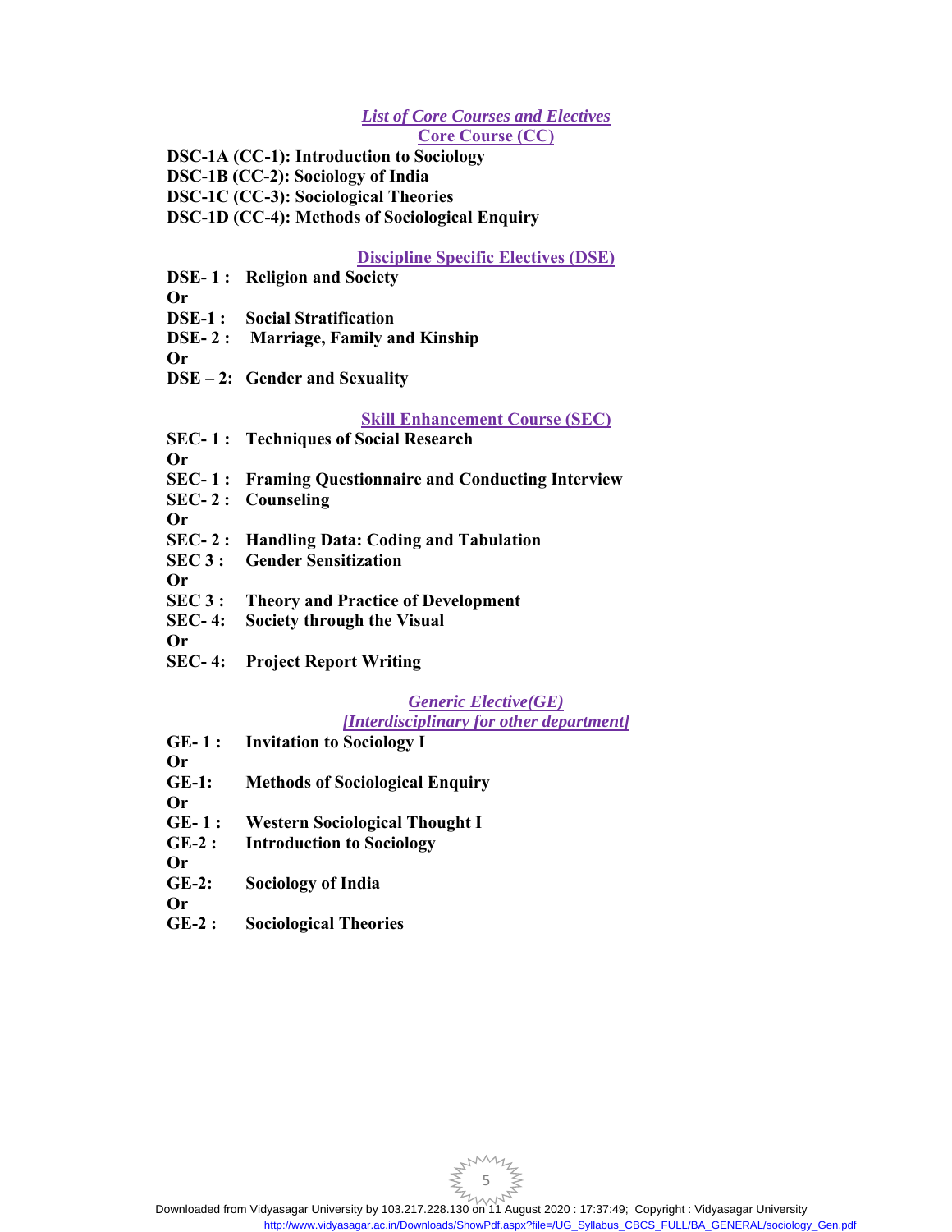## *List of Core Courses and Electives*

### Core Course (CC)

**DSC-1A (CC-1): Introduction to Sociology**
**DSC-1B (CC-2): Sociology of India**
**DSC-1C (CC-3): Sociological Theories**
**DSC-1D (CC-4): Methods of Sociological Enquiry**

### Discipline Specific Electives (DSE)

**DSE- 1 : Religion and Society**
**Or**
**DSE-1 : Social Stratification**
**DSE- 2 : Marriage, Family and Kinship**
**Or**
**DSE – 2: Gender and Sexuality**

### Skill Enhancement Course (SEC)

**SEC- 1 : Techniques of Social Research**
**Or**
**SEC- 1 : Framing Questionnaire and Conducting Interview**
**SEC- 2 : Counseling**
**Or**
**SEC- 2 : Handling Data: Coding and Tabulation**
**SEC 3 : Gender Sensitization**
**Or**
**SEC 3 : Theory and Practice of Development**
**SEC- 4: Society through the Visual**
**Or**
**SEC- 4: Project Report Writing**

### *Generic Elective(GE)*
### *[Interdisciplinary for other department]*

**GE- 1 : Invitation to Sociology I**
**Or**
**GE-1: Methods of Sociological Enquiry**
**Or**
**GE- 1 : Western Sociological Thought I**
**GE-2 : Introduction to Sociology**
**Or**
**GE-2: Sociology of India**
**Or**
**GE-2 : Sociological Theories**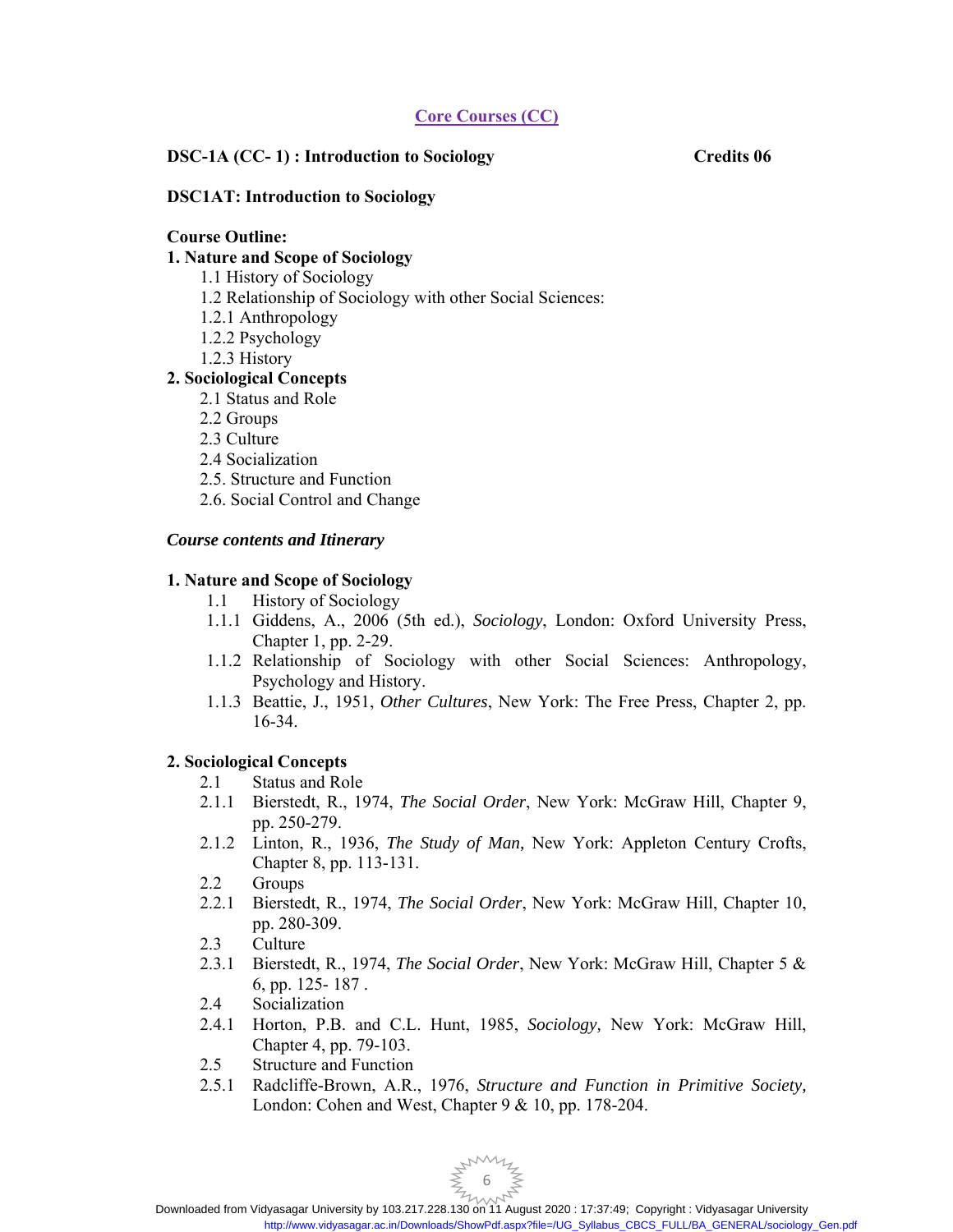## Core Courses (CC)

**DSC-1A (CC- 1) : Introduction to Sociology** **Credits 06**

**DSC1AT: Introduction to Sociology**

**Course Outline:**

**1. Nature and Scope of Sociology**

1.1 History of Sociology
1.2 Relationship of Sociology with other Social Sciences:
1.2.1 Anthropology
1.2.2 Psychology
1.2.3 History

**2. Sociological Concepts**

2.1 Status and Role
2.2 Groups
2.3 Culture
2.4 Socialization
2.5. Structure and Function
2.6. Social Control and Change

***Course contents and Itinerary***

**1. Nature and Scope of Sociology**

1.1 History of Sociology
1.1.1 Giddens, A., 2006 (5th ed.), *Sociology*, London: Oxford University Press, Chapter 1, pp. 2-29.
1.1.2 Relationship of Sociology with other Social Sciences: Anthropology, Psychology and History.
1.1.3 Beattie, J., 1951, *Other Cultures*, New York: The Free Press, Chapter 2, pp. 16-34.

**2. Sociological Concepts**

2.1 Status and Role
2.1.1 Bierstedt, R., 1974, *The Social Order*, New York: McGraw Hill, Chapter 9, pp. 250-279.
2.1.2 Linton, R., 1936, *The Study of Man,* New York: Appleton Century Crofts, Chapter 8, pp. 113-131.
2.2 Groups
2.2.1 Bierstedt, R., 1974, *The Social Order*, New York: McGraw Hill, Chapter 10, pp. 280-309.
2.3 Culture
2.3.1 Bierstedt, R., 1974, *The Social Order*, New York: McGraw Hill, Chapter 5 & 6, pp. 125- 187 .
2.4 Socialization
2.4.1 Horton, P.B. and C.L. Hunt, 1985, *Sociology,* New York: McGraw Hill, Chapter 4, pp. 79-103.
2.5 Structure and Function
2.5.1 Radcliffe-Brown, A.R., 1976, *Structure and Function in Primitive Society,* London: Cohen and West, Chapter 9 & 10, pp. 178-204.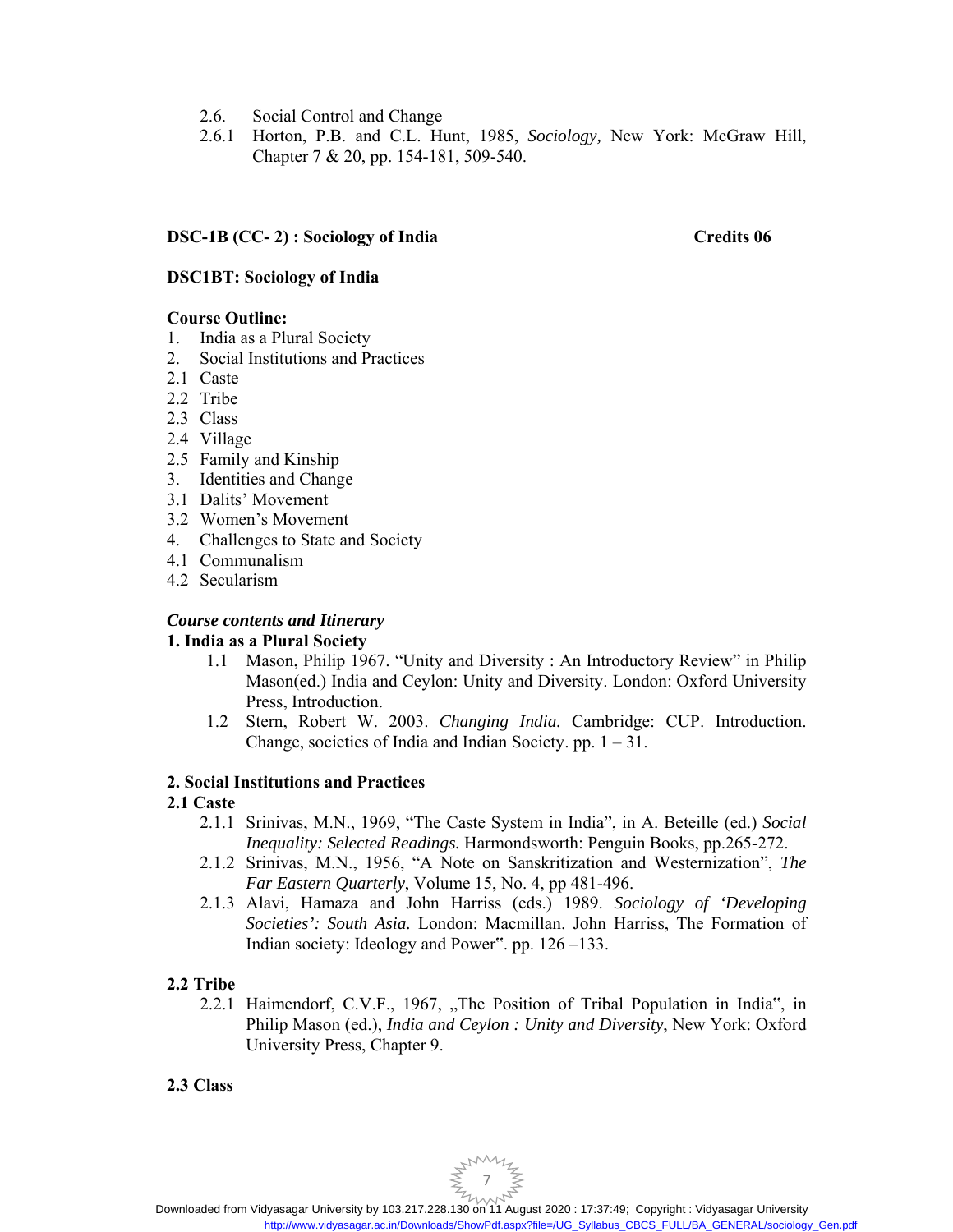2.6. Social Control and Change

2.6.1 Horton, P.B. and C.L. Hunt, 1985, *Sociology,* New York: McGraw Hill, Chapter 7 & 20, pp. 154-181, 509-540.

**DSC-1B (CC- 2) : Sociology of India** **Credits 06**

**DSC1BT: Sociology of India**

**Course Outline:**

1. India as a Plural Society
2. Social Institutions and Practices
2.1 Caste
2.2 Tribe
2.3 Class
2.4 Village
2.5 Family and Kinship
3. Identities and Change
3.1 Dalits' Movement
3.2 Women's Movement
4. Challenges to State and Society
4.1 Communalism
4.2 Secularism

***Course contents and Itinerary***

**1. India as a Plural Society**

1.1 Mason, Philip 1967. "Unity and Diversity : An Introductory Review" in Philip Mason(ed.) India and Ceylon: Unity and Diversity. London: Oxford University Press, Introduction.

1.2 Stern, Robert W. 2003. *Changing India.* Cambridge: CUP. Introduction. Change, societies of India and Indian Society. pp. 1 – 31.

**2. Social Institutions and Practices**

**2.1 Caste**

2.1.1 Srinivas, M.N., 1969, "The Caste System in India", in A. Beteille (ed.) *Social Inequality: Selected Readings.* Harmondsworth: Penguin Books, pp.265-272.

2.1.2 Srinivas, M.N., 1956, "A Note on Sanskritization and Westernization", *The Far Eastern Quarterly*, Volume 15, No. 4, pp 481-496.

2.1.3 Alavi, Hamaza and John Harriss (eds.) 1989. *Sociology of 'Developing Societies': South Asia.* London: Macmillan. John Harriss, The Formation of Indian society: Ideology and Power‟. pp. 126 –133.

**2.2 Tribe**

2.2.1 Haimendorf, C.V.F., 1967, „The Position of Tribal Population in India‟, in Philip Mason (ed.), *India and Ceylon : Unity and Diversity*, New York: Oxford University Press, Chapter 9.

**2.3 Class**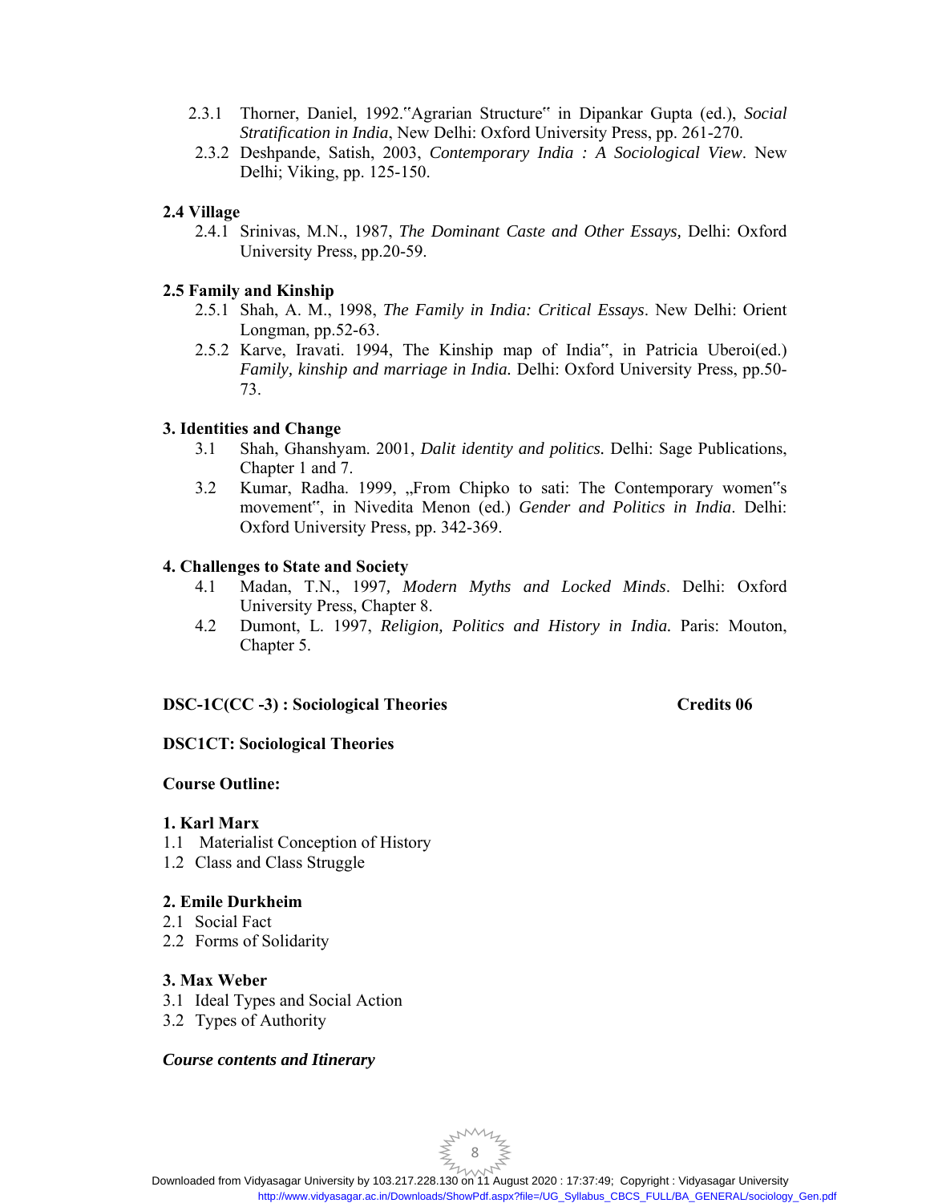2.3.1 Thorner, Daniel, 1992."Agrarian Structure" in Dipankar Gupta (ed.), *Social Stratification in India*, New Delhi: Oxford University Press, pp. 261-270.

2.3.2 Deshpande, Satish, 2003, *Contemporary India : A Sociological View*. New Delhi; Viking, pp. 125-150.

**2.4 Village**

2.4.1 Srinivas, M.N., 1987, *The Dominant Caste and Other Essays,* Delhi: Oxford University Press, pp.20-59.

**2.5 Family and Kinship**

2.5.1 Shah, A. M., 1998, *The Family in India: Critical Essays*. New Delhi: Orient Longman, pp.52-63.

2.5.2 Karve, Iravati. 1994, The Kinship map of India", in Patricia Uberoi(ed.) *Family, kinship and marriage in India.* Delhi: Oxford University Press, pp.50-73.

**3. Identities and Change**

3.1 Shah, Ghanshyam. 2001, *Dalit identity and politics.* Delhi: Sage Publications, Chapter 1 and 7.

3.2 Kumar, Radha. 1999, „From Chipko to sati: The Contemporary women"s movement", in Nivedita Menon (ed.) *Gender and Politics in India*. Delhi: Oxford University Press, pp. 342-369.

**4. Challenges to State and Society**

4.1 Madan, T.N., 1997, *Modern Myths and Locked Minds*. Delhi: Oxford University Press, Chapter 8.

4.2 Dumont, L. 1997, *Religion, Politics and History in India.* Paris: Mouton, Chapter 5.

**DSC-1C(CC -3) : Sociological Theories** **Credits 06**

**DSC1CT: Sociological Theories**

**Course Outline:**

**1. Karl Marx**

1.1 Materialist Conception of History

1.2 Class and Class Struggle

**2. Emile Durkheim**

2.1 Social Fact

2.2 Forms of Solidarity

**3. Max Weber**

3.1 Ideal Types and Social Action

3.2 Types of Authority

***Course contents and Itinerary***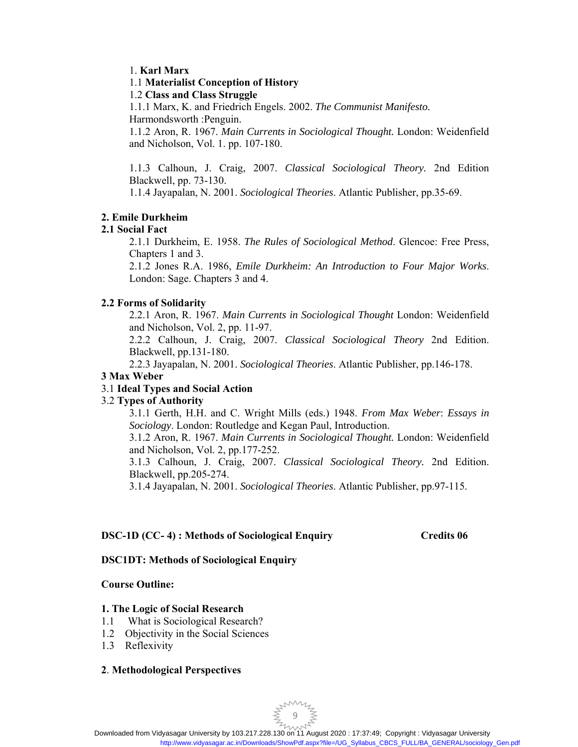1. **Karl Marx**

1.1 **Materialist Conception of History**

1.2 **Class and Class Struggle**

1.1.1 Marx, K. and Friedrich Engels. 2002. *The Communist Manifesto.* Harmondsworth :Penguin.

1.1.2 Aron, R. 1967. *Main Currents in Sociological Thought.* London: Weidenfield and Nicholson, Vol. 1. pp. 107-180.

1.1.3 Calhoun, J. Craig, 2007. *Classical Sociological Theory.* 2nd Edition Blackwell, pp. 73-130.

1.1.4 Jayapalan, N. 2001. *Sociological Theories*. Atlantic Publisher, pp.35-69.

**2. Emile Durkheim**

**2.1 Social Fact**

2.1.1 Durkheim, E. 1958. *The Rules of Sociological Method*. Glencoe: Free Press, Chapters 1 and 3.

2.1.2 Jones R.A. 1986, *Emile Durkheim: An Introduction to Four Major Works*. London: Sage. Chapters 3 and 4.

**2.2 Forms of Solidarity**

2.2.1 Aron, R. 1967. *Main Currents in Sociological Thought* London: Weidenfield and Nicholson, Vol. 2, pp. 11-97.

2.2.2 Calhoun, J. Craig, 2007. *Classical Sociological Theory* 2nd Edition. Blackwell, pp.131-180.

2.2.3 Jayapalan, N. 2001. *Sociological Theories*. Atlantic Publisher, pp.146-178.

**3 Max Weber**

3.1 **Ideal Types and Social Action**

3.2 **Types of Authority**

3.1.1 Gerth, H.H. and C. Wright Mills (eds.) 1948. *From Max Weber*: *Essays in Sociology*. London: Routledge and Kegan Paul, Introduction.

3.1.2 Aron, R. 1967. *Main Currents in Sociological Thought.* London: Weidenfield and Nicholson, Vol. 2, pp.177-252.

3.1.3 Calhoun, J. Craig, 2007. *Classical Sociological Theory.* 2nd Edition. Blackwell, pp.205-274.

3.1.4 Jayapalan, N. 2001. *Sociological Theories*. Atlantic Publisher, pp.97-115.

**DSC-1D (CC- 4) : Methods of Sociological Enquiry** **Credits 06**

**DSC1DT: Methods of Sociological Enquiry**

**Course Outline:**

**1. The Logic of Social Research**

1.1 What is Sociological Research?

1.2 Objectivity in the Social Sciences

1.3 Reflexivity

**2**. **Methodological Perspectives**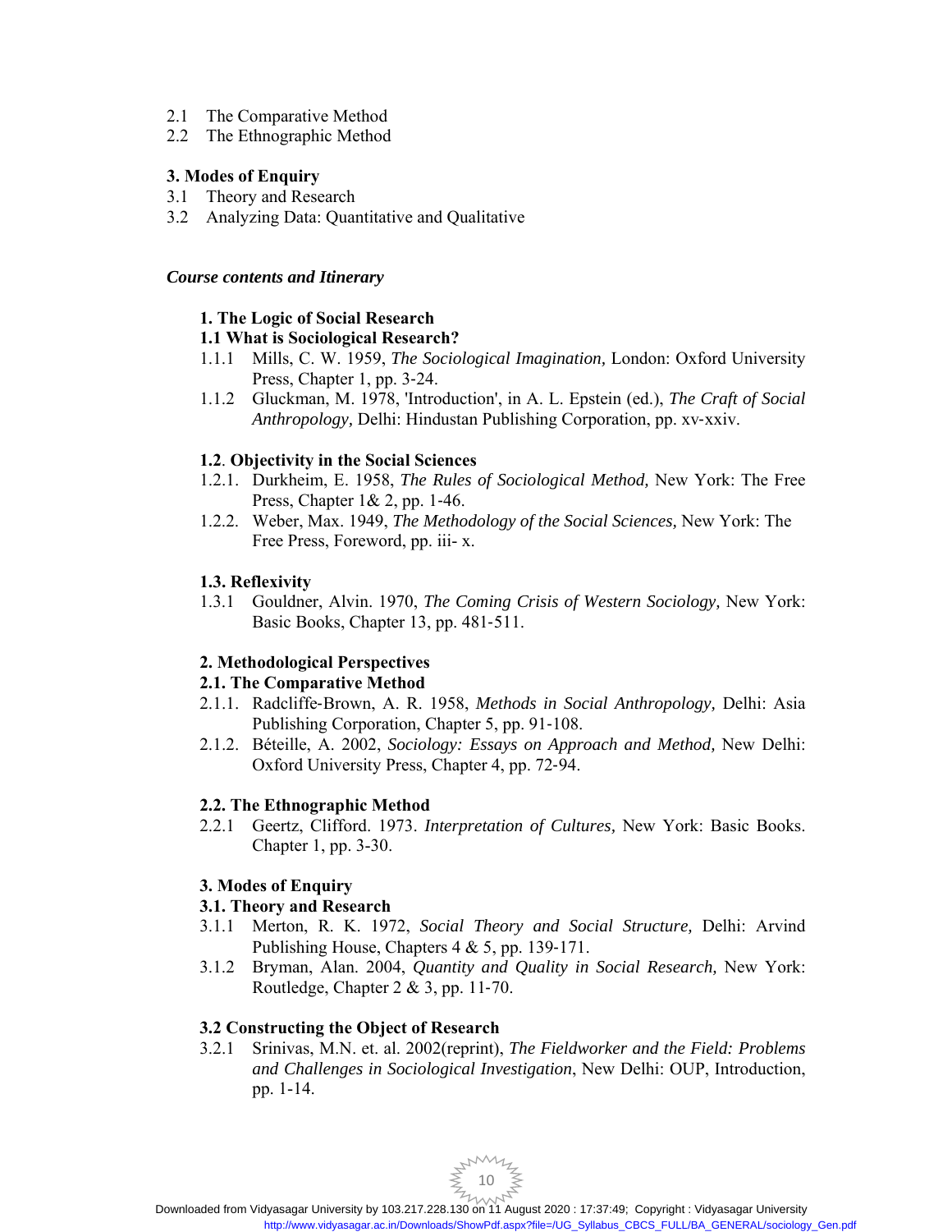2.1 The Comparative Method
2.2 The Ethnographic Method

**3. Modes of Enquiry**
3.1 Theory and Research
3.2 Analyzing Data: Quantitative and Qualitative

***Course contents and Itinerary***

**1. The Logic of Social Research**

**1.1 What is Sociological Research?**

1.1.1 Mills, C. W. 1959, *The Sociological Imagination,* London: Oxford University Press, Chapter 1, pp. 3-24.

1.1.2 Gluckman, M. 1978, 'Introduction', in A. L. Epstein (ed.), *The Craft of Social Anthropology,* Delhi: Hindustan Publishing Corporation, pp. xv-xxiv.

**1.2. Objectivity in the Social Sciences**

1.2.1. Durkheim, E. 1958, *The Rules of Sociological Method,* New York: The Free Press, Chapter 1& 2, pp. 1-46.

1.2.2. Weber, Max. 1949, *The Methodology of the Social Sciences,* New York: The Free Press, Foreword, pp. iii- x.

**1.3. Reflexivity**

1.3.1 Gouldner, Alvin. 1970, *The Coming Crisis of Western Sociology,* New York: Basic Books, Chapter 13, pp. 481-511.

**2. Methodological Perspectives**

**2.1. The Comparative Method**

2.1.1. Radcliffe-Brown, A. R. 1958, *Methods in Social Anthropology,* Delhi: Asia Publishing Corporation, Chapter 5, pp. 91-108.

2.1.2. Béteille, A. 2002, *Sociology: Essays on Approach and Method,* New Delhi: Oxford University Press, Chapter 4, pp. 72-94.

**2.2. The Ethnographic Method**

2.2.1 Geertz, Clifford. 1973. *Interpretation of Cultures,* New York: Basic Books. Chapter 1, pp. 3-30.

**3. Modes of Enquiry**

**3.1. Theory and Research**

3.1.1 Merton, R. K. 1972, *Social Theory and Social Structure,* Delhi: Arvind Publishing House, Chapters 4 & 5, pp. 139-171.

3.1.2 Bryman, Alan. 2004, *Quantity and Quality in Social Research,* New York: Routledge, Chapter 2 & 3, pp. 11-70.

**3.2 Constructing the Object of Research**

3.2.1 Srinivas, M.N. et. al. 2002(reprint), *The Fieldworker and the Field: Problems and Challenges in Sociological Investigation*, New Delhi: OUP, Introduction, pp. 1-14.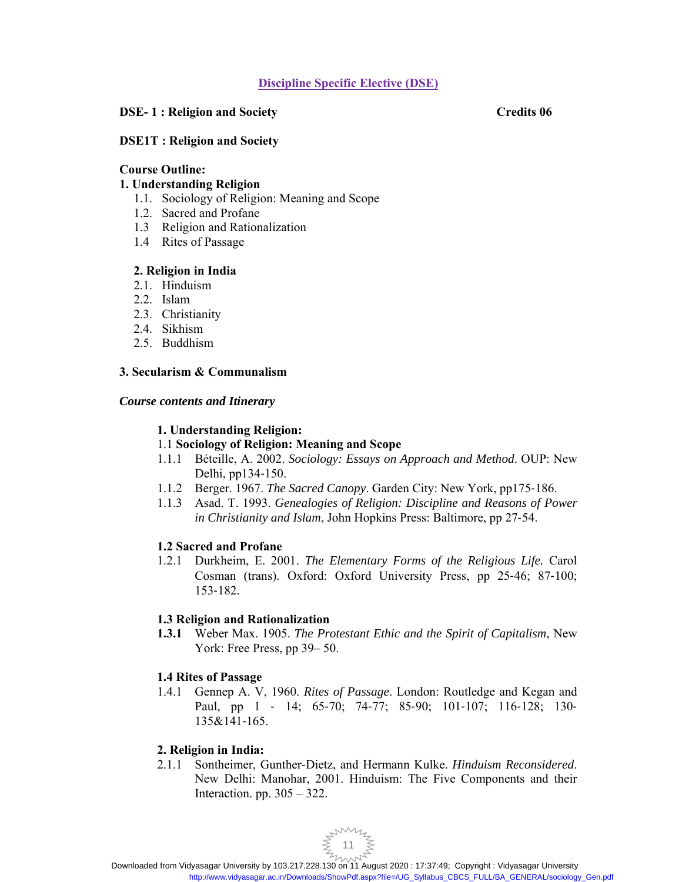## Discipline Specific Elective (DSE)

**DSE- 1 : Religion and Society** **Credits 06**

**DSE1T : Religion and Society**

**Course Outline:**

**1. Understanding Religion**

1.1. Sociology of Religion: Meaning and Scope
1.2. Sacred and Profane
1.3 Religion and Rationalization
1.4 Rites of Passage

**2. Religion in India**

2.1. Hinduism
2.2. Islam
2.3. Christianity
2.4. Sikhism
2.5. Buddhism

**3. Secularism & Communalism**

***Course contents and Itinerary***

**1. Understanding Religion:**

1.1 **Sociology of Religion: Meaning and Scope**

1.1.1 Béteille, A. 2002. *Sociology: Essays on Approach and Method*. OUP: New Delhi, pp134-150.

1.1.2 Berger. 1967. *The Sacred Canopy*. Garden City: New York, pp175-186.

1.1.3 Asad. T. 1993. *Genealogies of Religion: Discipline and Reasons of Power in Christianity and Islam*, John Hopkins Press: Baltimore, pp 27-54.

**1.2 Sacred and Profane**

1.2.1 Durkheim, E. 2001. *The Elementary Forms of the Religious Life.* Carol Cosman (trans). Oxford: Oxford University Press, pp 25-46; 87-100; 153-182.

**1.3 Religion and Rationalization**

**1.3.1** Weber Max. 1905. *The Protestant Ethic and the Spirit of Capitalism*, New York: Free Press, pp 39– 50.

**1.4 Rites of Passage**

1.4.1 Gennep A. V, 1960. *Rites of Passage*. London: Routledge and Kegan and Paul, pp 1 - 14; 65-70; 74-77; 85-90; 101-107; 116-128; 130-135&141-165.

**2. Religion in India:**

2.1.1 Sontheimer, Gunther-Dietz, and Hermann Kulke. *Hinduism Reconsidered*. New Delhi: Manohar, 2001. Hinduism: The Five Components and their Interaction. pp. 305 – 322.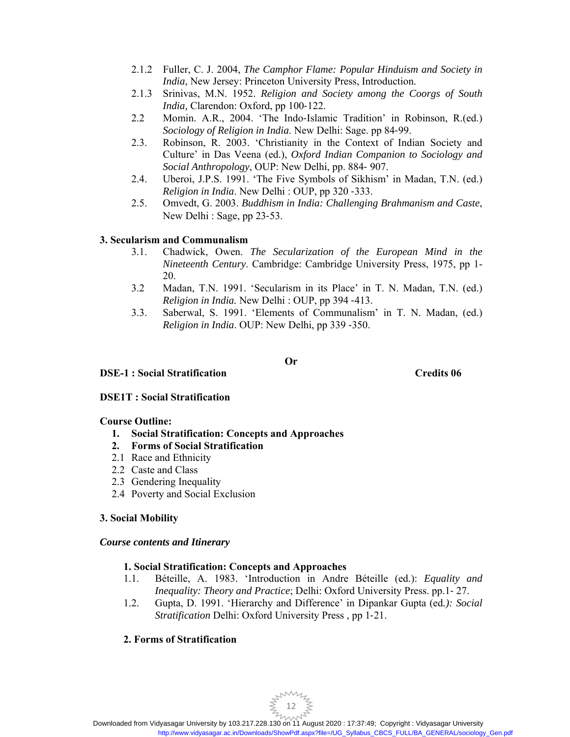2.1.2 Fuller, C. J. 2004, *The Camphor Flame: Popular Hinduism and Society in India*, New Jersey: Princeton University Press, Introduction.

2.1.3 Srinivas, M.N. 1952. *Religion and Society among the Coorgs of South India,* Clarendon: Oxford, pp 100-122.

2.2 Momin. A.R., 2004. 'The Indo-Islamic Tradition' in Robinson, R.(ed.) *Sociology of Religion in India*. New Delhi: Sage. pp 84-99.

2.3. Robinson, R. 2003. 'Christianity in the Context of Indian Society and Culture' in Das Veena (ed.), *Oxford Indian Companion to Sociology and Social Anthropology*, OUP: New Delhi, pp. 884- 907.

2.4. Uberoi, J.P.S. 1991. 'The Five Symbols of Sikhism' in Madan, T.N. (ed.) *Religion in India*. New Delhi : OUP, pp 320 -333.

2.5. Omvedt, G. 2003. *Buddhism in India: Challenging Brahmanism and Caste*, New Delhi : Sage, pp 23-53.

**3. Secularism and Communalism**

3.1. Chadwick, Owen. *The Secularization of the European Mind in the Nineteenth Century*. Cambridge: Cambridge University Press, 1975, pp 1-20.

3.2 Madan, T.N. 1991. 'Secularism in its Place' in T. N. Madan, T.N. (ed.) *Religion in India.* New Delhi : OUP, pp 394 -413.

3.3. Saberwal, S. 1991. 'Elements of Communalism' in T. N. Madan, (ed.) *Religion in India*. OUP: New Delhi, pp 339 -350.

**Or**

**DSE-1 : Social Stratification** **Credits 06**

**DSE1T : Social Stratification**

**Course Outline:**

1. **Social Stratification: Concepts and Approaches**
2. **Forms of Social Stratification**

2.1 Race and Ethnicity

2.2 Caste and Class

2.3 Gendering Inequality

2.4 Poverty and Social Exclusion

**3. Social Mobility**

***Course contents and Itinerary***

**1. Social Stratification: Concepts and Approaches**

1.1. Béteille, A. 1983. 'Introduction in Andre Béteille (ed.): *Equality and Inequality: Theory and Practice*; Delhi: Oxford University Press. pp.1- 27.

1.2. Gupta, D. 1991. 'Hierarchy and Difference' in Dipankar Gupta (ed.*): Social Stratification* Delhi: Oxford University Press , pp 1-21.

**2. Forms of Stratification**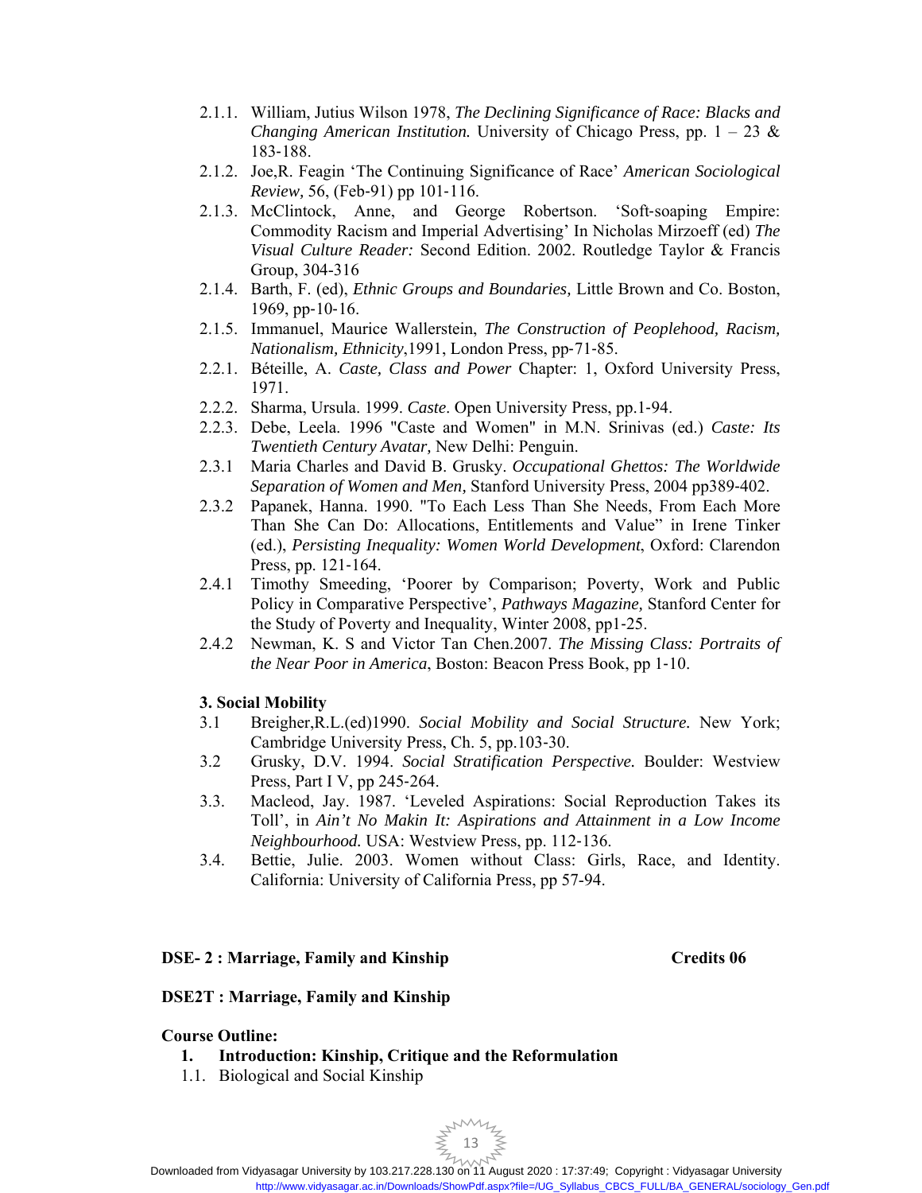2.1.1. William, Jutius Wilson 1978, *The Declining Significance of Race: Blacks and Changing American Institution.* University of Chicago Press, pp. 1 – 23 & 183-188.

2.1.2. Joe,R. Feagin 'The Continuing Significance of Race' *American Sociological Review,* 56, (Feb-91) pp 101-116.

2.1.3. McClintock, Anne, and George Robertson. 'Soft-soaping Empire: Commodity Racism and Imperial Advertising' In Nicholas Mirzoeff (ed) *The Visual Culture Reader:* Second Edition. 2002. Routledge Taylor & Francis Group, 304-316

2.1.4. Barth, F. (ed), *Ethnic Groups and Boundaries,* Little Brown and Co. Boston, 1969, pp-10-16.

2.1.5. Immanuel, Maurice Wallerstein, *The Construction of Peoplehood, Racism, Nationalism, Ethnicity*,1991, London Press, pp-71-85.

2.2.1. Béteille, A. *Caste, Class and Power* Chapter: 1, Oxford University Press, 1971.

2.2.2. Sharma, Ursula. 1999. *Caste.* Open University Press, pp.1-94.

2.2.3. Debe, Leela. 1996 "Caste and Women" in M.N. Srinivas (ed.) *Caste: Its Twentieth Century Avatar,* New Delhi: Penguin.

2.3.1 Maria Charles and David B. Grusky. *Occupational Ghettos: The Worldwide Separation of Women and Men,* Stanford University Press, 2004 pp389-402.

2.3.2 Papanek, Hanna. 1990. "To Each Less Than She Needs, From Each More Than She Can Do: Allocations, Entitlements and Value" in Irene Tinker (ed.), *Persisting Inequality: Women World Development*, Oxford: Clarendon Press, pp. 121-164.

2.4.1 Timothy Smeeding, 'Poorer by Comparison; Poverty, Work and Public Policy in Comparative Perspective', *Pathways Magazine,* Stanford Center for the Study of Poverty and Inequality, Winter 2008, pp1-25.

2.4.2 Newman, K. S and Victor Tan Chen.2007. *The Missing Class: Portraits of the Near Poor in America*, Boston: Beacon Press Book, pp 1-10.

**3. Social Mobility**

3.1 Breigher,R.L.(ed)1990. *Social Mobility and Social Structure.* New York; Cambridge University Press, Ch. 5, pp.103-30.

3.2 Grusky, D.V. 1994. *Social Stratification Perspective.* Boulder: Westview Press, Part I V, pp 245-264.

3.3. Macleod, Jay. 1987. 'Leveled Aspirations: Social Reproduction Takes its Toll', in *Ain't No Makin It: Aspirations and Attainment in a Low Income Neighbourhood.* USA: Westview Press, pp. 112-136.

3.4. Bettie, Julie. 2003. Women without Class: Girls, Race, and Identity. California: University of California Press, pp 57-94.

**DSE- 2 : Marriage, Family and Kinship** **Credits 06**

**DSE2T : Marriage, Family and Kinship**

**Course Outline:**

1. **Introduction: Kinship, Critique and the Reformulation**

1.1. Biological and Social Kinship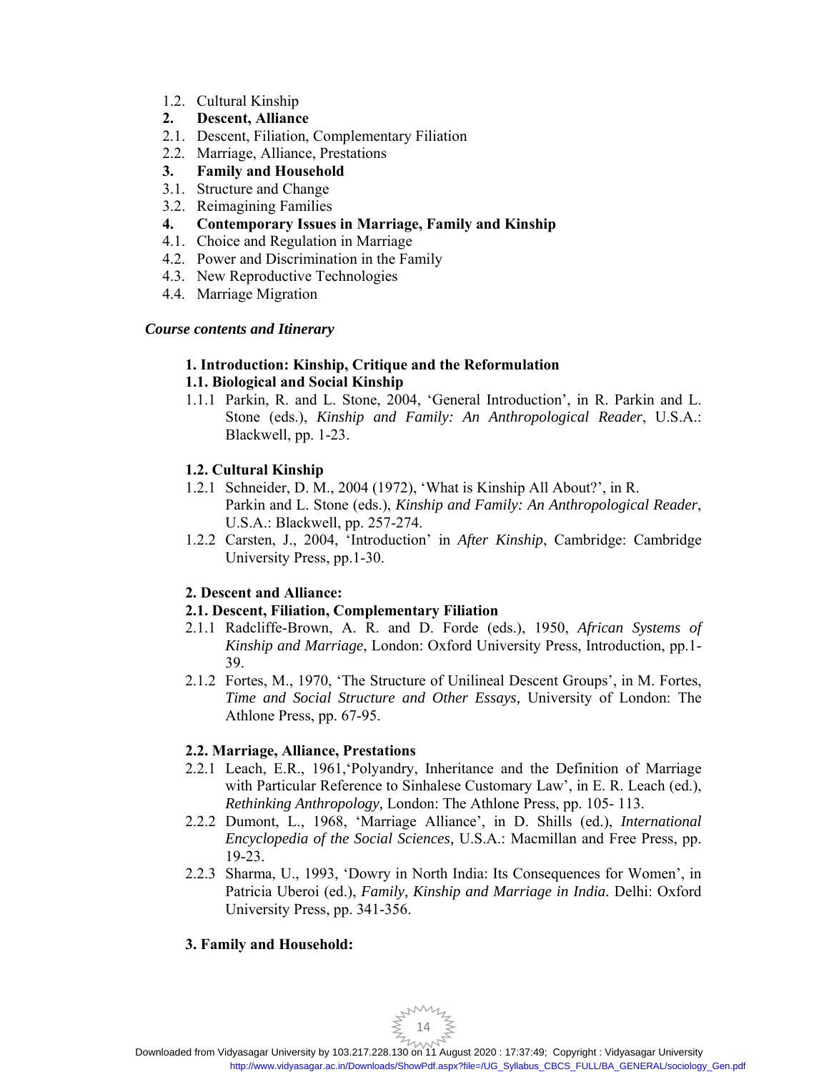1.2. Cultural Kinship

**2. Descent, Alliance**

2.1. Descent, Filiation, Complementary Filiation

2.2. Marriage, Alliance, Prestations

**3. Family and Household**

3.1. Structure and Change

3.2. Reimagining Families

**4. Contemporary Issues in Marriage, Family and Kinship**

4.1. Choice and Regulation in Marriage

4.2. Power and Discrimination in the Family

4.3. New Reproductive Technologies

4.4. Marriage Migration

***Course contents and Itinerary***

**1. Introduction: Kinship, Critique and the Reformulation**

**1.1. Biological and Social Kinship**

1.1.1 Parkin, R. and L. Stone, 2004, 'General Introduction', in R. Parkin and L. Stone (eds.), *Kinship and Family: An Anthropological Reader*, U.S.A.: Blackwell, pp. 1-23.

**1.2. Cultural Kinship**

1.2.1 Schneider, D. M., 2004 (1972), 'What is Kinship All About?', in R. Parkin and L. Stone (eds.), *Kinship and Family: An Anthropological Reader*, U.S.A.: Blackwell, pp. 257-274.

1.2.2 Carsten, J., 2004, 'Introduction' in *After Kinship*, Cambridge: Cambridge University Press, pp.1-30.

**2. Descent and Alliance:**

**2.1. Descent, Filiation, Complementary Filiation**

2.1.1 Radcliffe-Brown, A. R. and D. Forde (eds.), 1950, *African Systems of Kinship and Marriage*, London: Oxford University Press, Introduction, pp.1-39.

2.1.2 Fortes, M., 1970, 'The Structure of Unilineal Descent Groups', in M. Fortes, *Time and Social Structure and Other Essays,* University of London: The Athlone Press, pp. 67-95.

**2.2. Marriage, Alliance, Prestations**

2.2.1 Leach, E.R., 1961,'Polyandry, Inheritance and the Definition of Marriage with Particular Reference to Sinhalese Customary Law', in E. R. Leach (ed.), *Rethinking Anthropology,* London: The Athlone Press, pp. 105- 113.

2.2.2 Dumont, L., 1968, 'Marriage Alliance', in D. Shills (ed.), *International Encyclopedia of the Social Sciences,* U.S.A.: Macmillan and Free Press, pp. 19-23.

2.2.3 Sharma, U., 1993, 'Dowry in North India: Its Consequences for Women', in Patricia Uberoi (ed.), *Family, Kinship and Marriage in India.* Delhi: Oxford University Press, pp. 341-356.

**3. Family and Household:**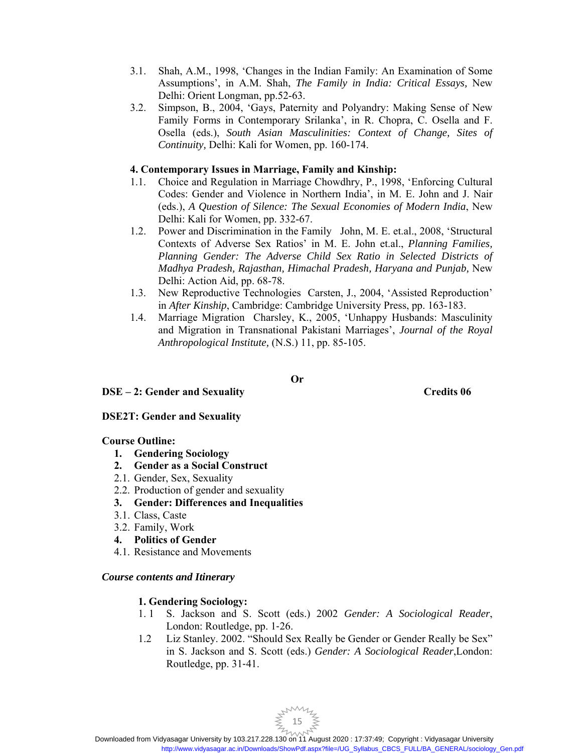3.1. Shah, A.M., 1998, 'Changes in the Indian Family: An Examination of Some Assumptions', in A.M. Shah, *The Family in India: Critical Essays,* New Delhi: Orient Longman, pp.52-63.

3.2. Simpson, B., 2004, 'Gays, Paternity and Polyandry: Making Sense of New Family Forms in Contemporary Srilanka', in R. Chopra, C. Osella and F. Osella (eds.), *South Asian Masculinities: Context of Change, Sites of Continuity,* Delhi: Kali for Women, pp. 160-174.

**4. Contemporary Issues in Marriage, Family and Kinship:**

1.1. Choice and Regulation in Marriage Chowdhry, P., 1998, 'Enforcing Cultural Codes: Gender and Violence in Northern India', in M. E. John and J. Nair (eds.), *A Question of Silence: The Sexual Economies of Modern India*, New Delhi: Kali for Women, pp. 332-67.

1.2. Power and Discrimination in the Family John, M. E. et.al., 2008, 'Structural Contexts of Adverse Sex Ratios' in M. E. John et.al., *Planning Families, Planning Gender: The Adverse Child Sex Ratio in Selected Districts of Madhya Pradesh, Rajasthan, Himachal Pradesh, Haryana and Punjab,* New Delhi: Action Aid, pp. 68-78.

1.3. New Reproductive Technologies Carsten, J., 2004, 'Assisted Reproduction' in *After Kinship*, Cambridge: Cambridge University Press, pp. 163-183.

1.4. Marriage Migration Charsley, K., 2005, 'Unhappy Husbands: Masculinity and Migration in Transnational Pakistani Marriages', *Journal of the Royal Anthropological Institute,* (N.S.) 11, pp. 85-105.

**Or**

**DSE – 2: Gender and Sexuality** **Credits 06**

**DSE2T: Gender and Sexuality**

**Course Outline:**

1. **Gendering Sociology**
2. **Gender as a Social Construct**
   - 2.1. Gender, Sex, Sexuality
   - 2.2. Production of gender and sexuality
3. **Gender: Differences and Inequalities**
   - 3.1. Class, Caste
   - 3.2. Family, Work
4. **Politics of Gender**
   - 4.1. Resistance and Movements

***Course contents and Itinerary***

**1. Gendering Sociology:**

1.1 S. Jackson and S. Scott (eds.) 2002 *Gender: A Sociological Reader*, London: Routledge, pp. 1-26.

1.2 Liz Stanley. 2002. "Should Sex Really be Gender or Gender Really be Sex" in S. Jackson and S. Scott (eds.) *Gender: A Sociological Reader*,London: Routledge, pp. 31-41.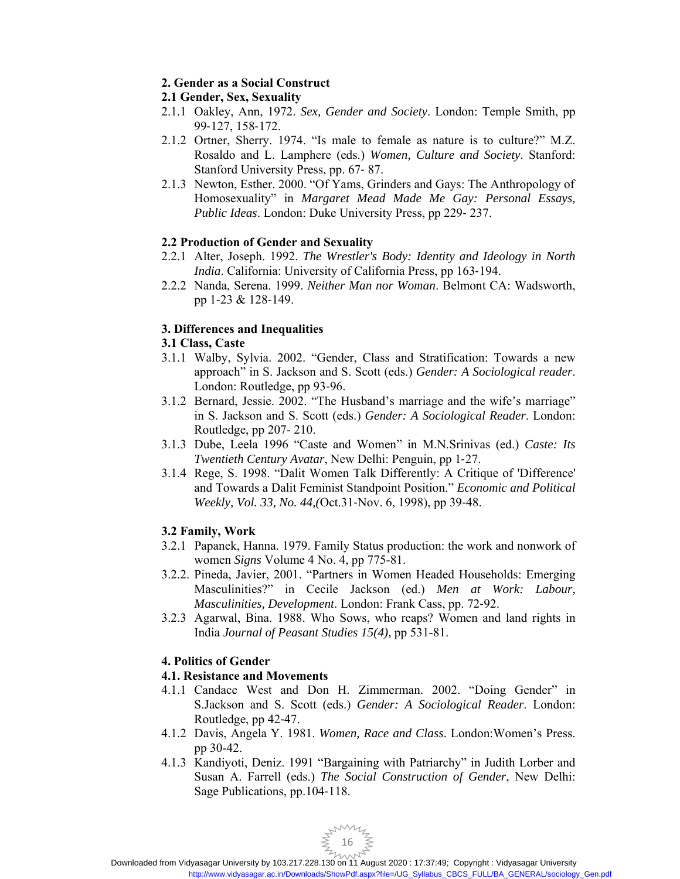**2. Gender as a Social Construct**

**2.1 Gender, Sex, Sexuality**

2.1.1 Oakley, Ann, 1972. *Sex, Gender and Society*. London: Temple Smith, pp 99-127, 158-172.

2.1.2 Ortner, Sherry. 1974. "Is male to female as nature is to culture?" M.Z. Rosaldo and L. Lamphere (eds.) *Women, Culture and Society*. Stanford: Stanford University Press, pp. 67- 87.

2.1.3 Newton, Esther. 2000. "Of Yams, Grinders and Gays: The Anthropology of Homosexuality" in *Margaret Mead Made Me Gay: Personal Essays, Public Ideas*. London: Duke University Press, pp 229- 237.

**2.2 Production of Gender and Sexuality**

2.2.1 Alter, Joseph. 1992. *The Wrestler's Body: Identity and Ideology in North India*. California: University of California Press, pp 163-194.

2.2.2 Nanda, Serena. 1999. *Neither Man nor Woman*. Belmont CA: Wadsworth, pp 1-23 & 128-149.

**3. Differences and Inequalities**

**3.1 Class, Caste**

3.1.1 Walby, Sylvia. 2002. "Gender, Class and Stratification: Towards a new approach" in S. Jackson and S. Scott (eds.) *Gender: A Sociological reader*. London: Routledge, pp 93-96.

3.1.2 Bernard, Jessie. 2002. "The Husband's marriage and the wife's marriage" in S. Jackson and S. Scott (eds.) *Gender: A Sociological Reader*. London: Routledge, pp 207- 210.

3.1.3 Dube, Leela 1996 "Caste and Women" in M.N.Srinivas (ed.) *Caste: Its Twentieth Century Avatar*, New Delhi: Penguin, pp 1-27.

3.1.4 Rege, S. 1998. "Dalit Women Talk Differently: A Critique of 'Difference' and Towards a Dalit Feminist Standpoint Position." *Economic and Political Weekly, Vol. 33, No. 44,*(Oct.31-Nov. 6, 1998), pp 39-48.

**3.2 Family, Work**

3.2.1 Papanek, Hanna. 1979. Family Status production: the work and nonwork of women *Signs* Volume 4 No. 4, pp 775-81.

3.2.2. Pineda, Javier, 2001. "Partners in Women Headed Households: Emerging Masculinities?" in Cecile Jackson (ed.) *Men at Work: Labour, Masculinities, Development*. London: Frank Cass, pp. 72-92.

3.2.3 Agarwal, Bina. 1988. Who Sows, who reaps? Women and land rights in India *Journal of Peasant Studies 15(4),* pp 531-81.

**4. Politics of Gender**

**4.1. Resistance and Movements**

4.1.1 Candace West and Don H. Zimmerman. 2002. "Doing Gender" in S.Jackson and S. Scott (eds.) *Gender: A Sociological Reader*. London: Routledge, pp 42-47.

4.1.2 Davis, Angela Y. 1981. *Women, Race and Class*. London:Women's Press. pp 30-42.

4.1.3 Kandiyoti, Deniz. 1991 "Bargaining with Patriarchy" in Judith Lorber and Susan A. Farrell (eds.) *The Social Construction of Gender*, New Delhi: Sage Publications, pp.104-118.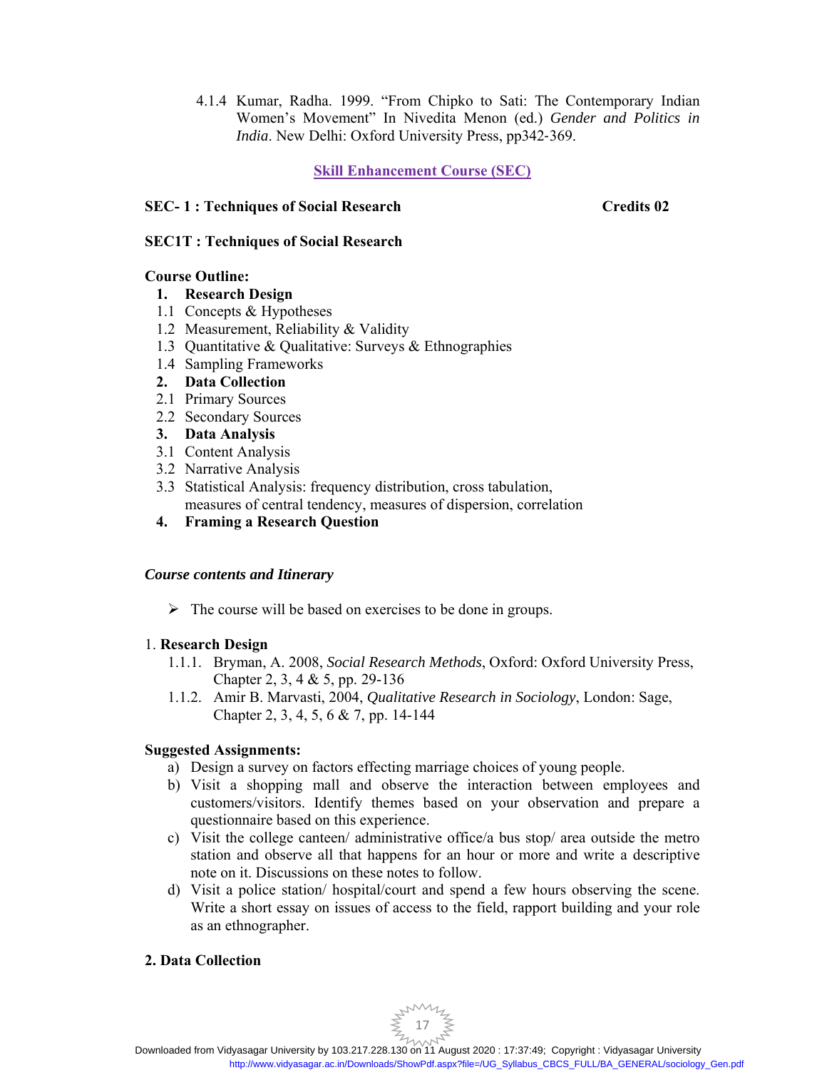4.1.4 Kumar, Radha. 1999. "From Chipko to Sati: The Contemporary Indian Women's Movement" In Nivedita Menon (ed.) *Gender and Politics in India*. New Delhi: Oxford University Press, pp342-369.

## Skill Enhancement Course (SEC)

**SEC- 1 : Techniques of Social Research** **Credits 02**

**SEC1T : Techniques of Social Research**

**Course Outline:**

1. **Research Design**
   - 1.1 Concepts & Hypotheses
   - 1.2 Measurement, Reliability & Validity
   - 1.3 Quantitative & Qualitative: Surveys & Ethnographies
   - 1.4 Sampling Frameworks
2. **Data Collection**
   - 2.1 Primary Sources
   - 2.2 Secondary Sources
3. **Data Analysis**
   - 3.1 Content Analysis
   - 3.2 Narrative Analysis
   - 3.3 Statistical Analysis: frequency distribution, cross tabulation, measures of central tendency, measures of dispersion, correlation
4. **Framing a Research Question**

***Course contents and Itinerary***

- The course will be based on exercises to be done in groups.

1. **Research Design**

   1.1.1. Bryman, A. 2008, *Social Research Methods*, Oxford: Oxford University Press, Chapter 2, 3, 4 & 5, pp. 29-136

   1.1.2. Amir B. Marvasti, 2004, *Qualitative Research in Sociology*, London: Sage, Chapter 2, 3, 4, 5, 6 & 7, pp. 14-144

**Suggested Assignments:**

a) Design a survey on factors effecting marriage choices of young people.

b) Visit a shopping mall and observe the interaction between employees and customers/visitors. Identify themes based on your observation and prepare a questionnaire based on this experience.

c) Visit the college canteen/ administrative office/a bus stop/ area outside the metro station and observe all that happens for an hour or more and write a descriptive note on it. Discussions on these notes to follow.

d) Visit a police station/ hospital/court and spend a few hours observing the scene. Write a short essay on issues of access to the field, rapport building and your role as an ethnographer.

**2. Data Collection**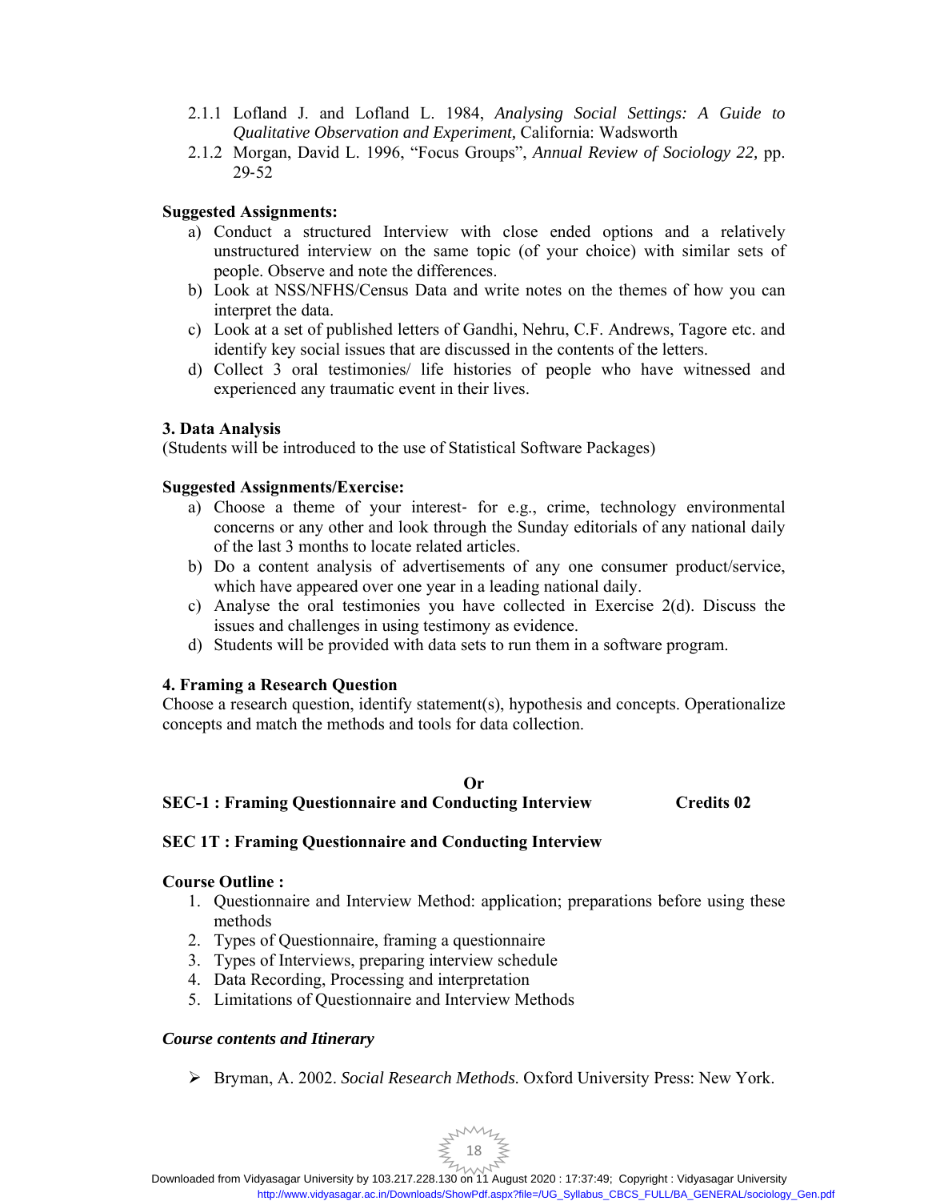2.1.1 Lofland J. and Lofland L. 1984, *Analysing Social Settings: A Guide to Qualitative Observation and Experiment,* California: Wadsworth

2.1.2 Morgan, David L. 1996, "Focus Groups", *Annual Review of Sociology 22,* pp. 29-52

**Suggested Assignments:**

a) Conduct a structured Interview with close ended options and a relatively unstructured interview on the same topic (of your choice) with similar sets of people. Observe and note the differences.

b) Look at NSS/NFHS/Census Data and write notes on the themes of how you can interpret the data.

c) Look at a set of published letters of Gandhi, Nehru, C.F. Andrews, Tagore etc. and identify key social issues that are discussed in the contents of the letters.

d) Collect 3 oral testimonies/ life histories of people who have witnessed and experienced any traumatic event in their lives.

**3. Data Analysis**

(Students will be introduced to the use of Statistical Software Packages)

**Suggested Assignments/Exercise:**

a) Choose a theme of your interest- for e.g., crime, technology environmental concerns or any other and look through the Sunday editorials of any national daily of the last 3 months to locate related articles.

b) Do a content analysis of advertisements of any one consumer product/service, which have appeared over one year in a leading national daily.

c) Analyse the oral testimonies you have collected in Exercise 2(d). Discuss the issues and challenges in using testimony as evidence.

d) Students will be provided with data sets to run them in a software program.

**4. Framing a Research Question**

Choose a research question, identify statement(s), hypothesis and concepts. Operationalize concepts and match the methods and tools for data collection.

**Or**

**SEC-1 : Framing Questionnaire and Conducting Interview** **Credits 02**

**SEC 1T : Framing Questionnaire and Conducting Interview**

**Course Outline :**

1. Questionnaire and Interview Method: application; preparations before using these methods
2. Types of Questionnaire, framing a questionnaire
3. Types of Interviews, preparing interview schedule
4. Data Recording, Processing and interpretation
5. Limitations of Questionnaire and Interview Methods

***Course contents and Itinerary***

- Bryman, A. 2002. *Social Research Methods.* Oxford University Press: New York.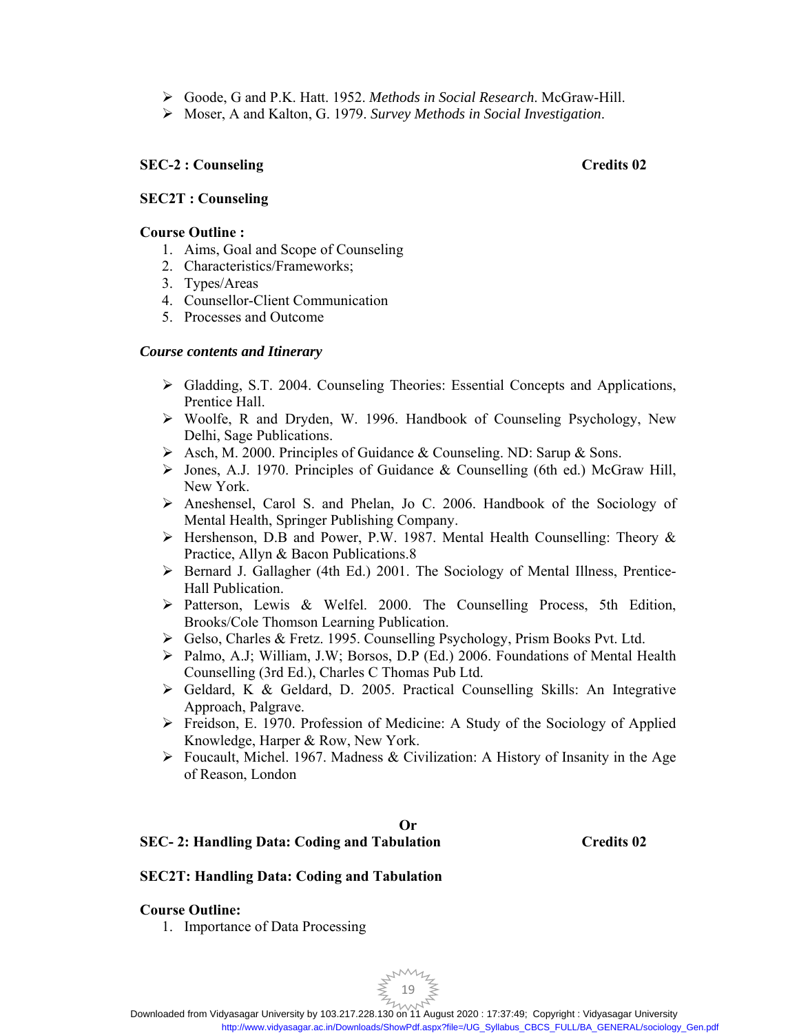- Goode, G and P.K. Hatt. 1952. *Methods in Social Research*. McGraw-Hill.
- Moser, A and Kalton, G. 1979. *Survey Methods in Social Investigation*.

**SEC-2 : Counseling** **Credits 02**

**SEC2T : Counseling**

**Course Outline :**

1. Aims, Goal and Scope of Counseling
2. Characteristics/Frameworks;
3. Types/Areas
4. Counsellor-Client Communication
5. Processes and Outcome

***Course contents and Itinerary***

- Gladding, S.T. 2004. Counseling Theories: Essential Concepts and Applications, Prentice Hall.
- Woolfe, R and Dryden, W. 1996. Handbook of Counseling Psychology, New Delhi, Sage Publications.
- Asch, M. 2000. Principles of Guidance & Counseling. ND: Sarup & Sons.
- Jones, A.J. 1970. Principles of Guidance & Counselling (6th ed.) McGraw Hill, New York.
- Aneshensel, Carol S. and Phelan, Jo C. 2006. Handbook of the Sociology of Mental Health, Springer Publishing Company.
- Hershenson, D.B and Power, P.W. 1987. Mental Health Counselling: Theory & Practice, Allyn & Bacon Publications.8
- Bernard J. Gallagher (4th Ed.) 2001. The Sociology of Mental Illness, Prentice-Hall Publication.
- Patterson, Lewis & Welfel. 2000. The Counselling Process, 5th Edition, Brooks/Cole Thomson Learning Publication.
- Gelso, Charles & Fretz. 1995. Counselling Psychology, Prism Books Pvt. Ltd.
- Palmo, A.J; William, J.W; Borsos, D.P (Ed.) 2006. Foundations of Mental Health Counselling (3rd Ed.), Charles C Thomas Pub Ltd.
- Geldard, K & Geldard, D. 2005. Practical Counselling Skills: An Integrative Approach, Palgrave.
- Freidson, E. 1970. Profession of Medicine: A Study of the Sociology of Applied Knowledge, Harper & Row, New York.
- Foucault, Michel. 1967. Madness & Civilization: A History of Insanity in the Age of Reason, London

**Or**

**SEC- 2: Handling Data: Coding and Tabulation** **Credits 02**

**SEC2T: Handling Data: Coding and Tabulation**

**Course Outline:**

1. Importance of Data Processing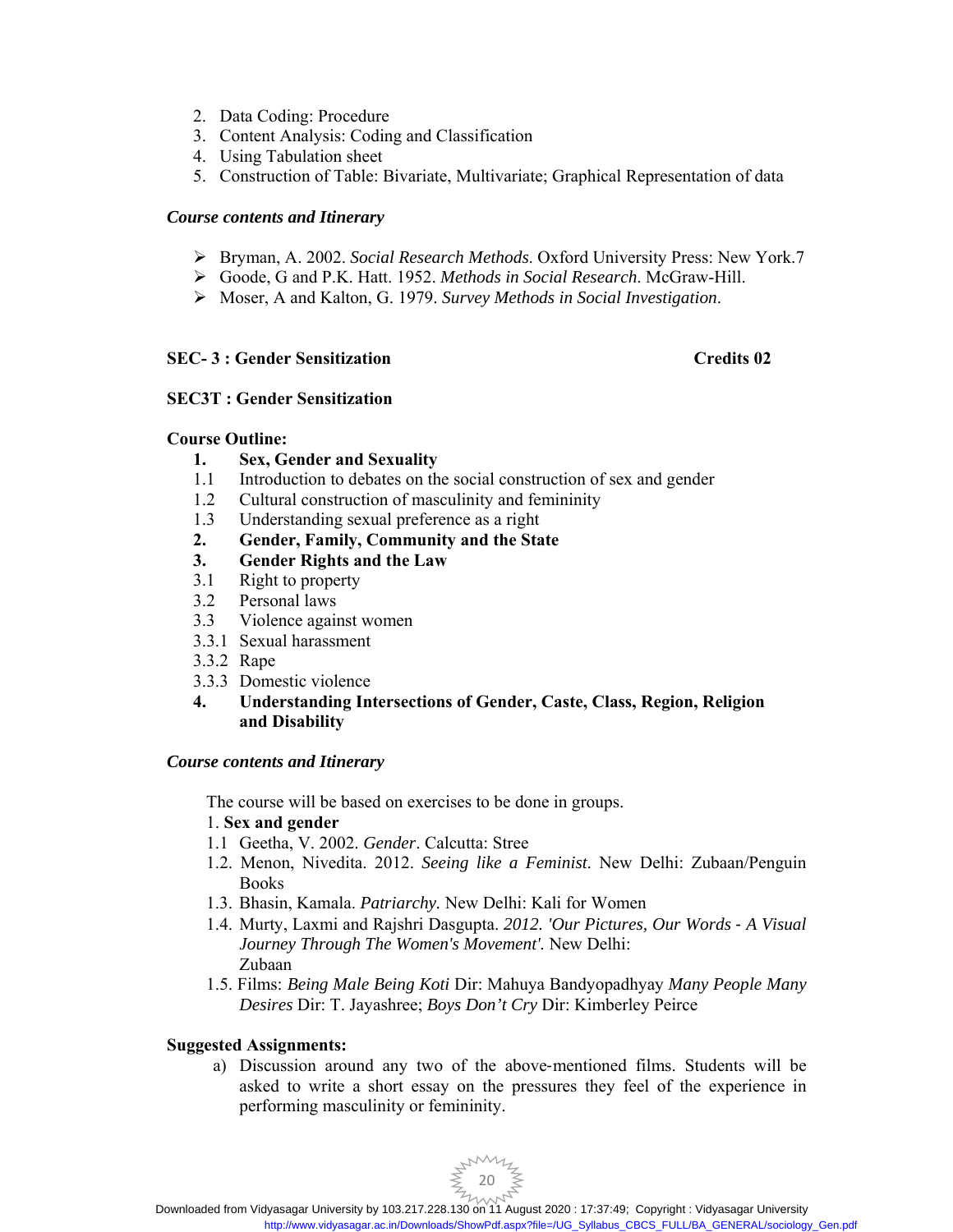2. Data Coding: Procedure
3. Content Analysis: Coding and Classification
4. Using Tabulation sheet
5. Construction of Table: Bivariate, Multivariate; Graphical Representation of data

***Course contents and Itinerary***

- Bryman, A. 2002. *Social Research Methods*. Oxford University Press: New York.7
- Goode, G and P.K. Hatt. 1952. *Methods in Social Research*. McGraw-Hill.
- Moser, A and Kalton, G. 1979. *Survey Methods in Social Investigation*.

**SEC- 3 : Gender Sensitization** **Credits 02**

**SEC3T : Gender Sensitization**

**Course Outline:**

**1. Sex, Gender and Sexuality**

1.1 Introduction to debates on the social construction of sex and gender

1.2 Cultural construction of masculinity and femininity

1.3 Understanding sexual preference as a right

**2. Gender, Family, Community and the State**

**3. Gender Rights and the Law**

3.1 Right to property

3.2 Personal laws

3.3 Violence against women

3.3.1 Sexual harassment

3.3.2 Rape

3.3.3 Domestic violence

**4. Understanding Intersections of Gender, Caste, Class, Region, Religion and Disability**

***Course contents and Itinerary***

The course will be based on exercises to be done in groups.

1. **Sex and gender**

1.1 Geetha, V. 2002. *Gender*. Calcutta: Stree

1.2. Menon, Nivedita. 2012. *Seeing like a Feminist*. New Delhi: Zubaan/Penguin Books

1.3. Bhasin, Kamala. *Patriarchy*. New Delhi: Kali for Women

1.4. Murty, Laxmi and Rajshri Dasgupta. *2012. 'Our Pictures, Our Words - A Visual Journey Through The Women's Movement'.* New Delhi: Zubaan

1.5. Films: *Being Male Being Koti* Dir: Mahuya Bandyopadhyay *Many People Many Desires* Dir: T. Jayashree; *Boys Don't Cry* Dir: Kimberley Peirce

**Suggested Assignments:**

a) Discussion around any two of the above-mentioned films. Students will be asked to write a short essay on the pressures they feel of the experience in performing masculinity or femininity.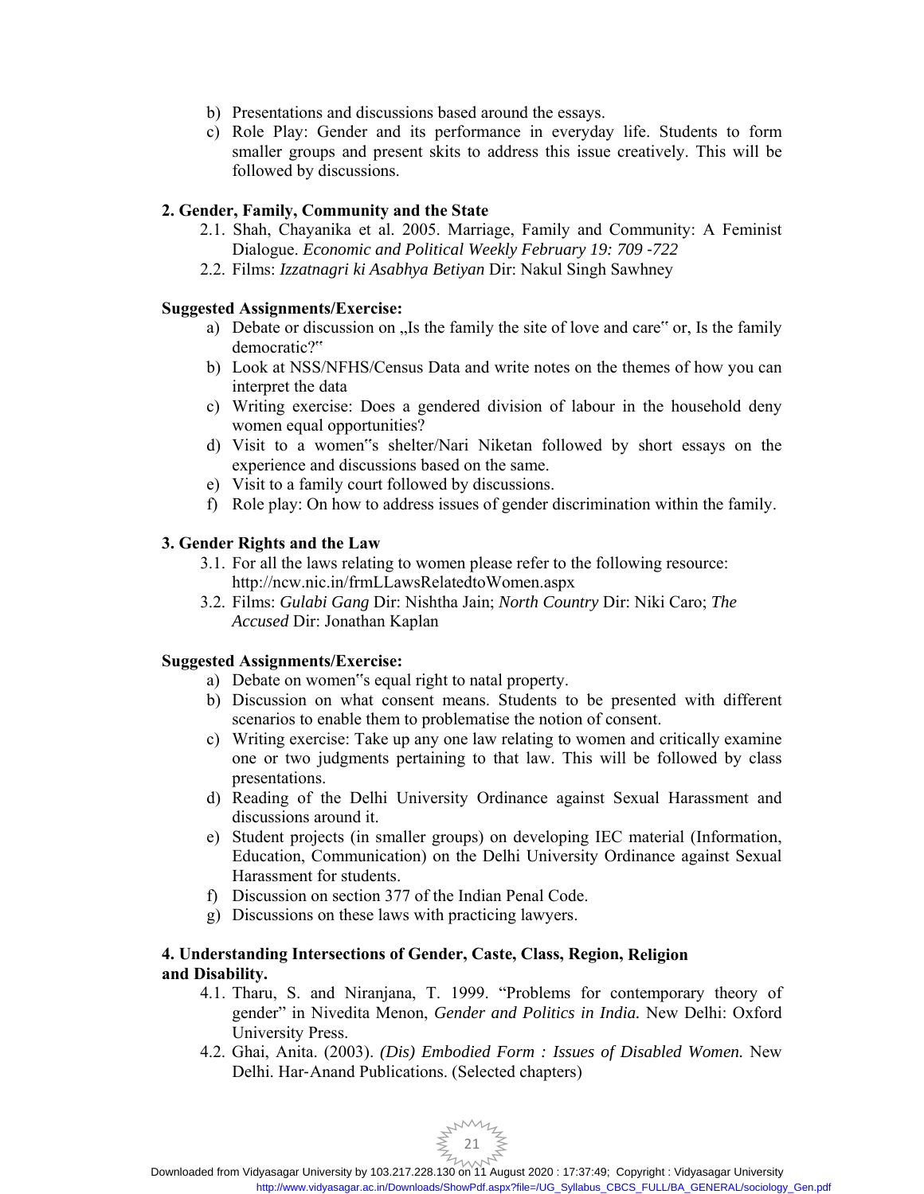b) Presentations and discussions based around the essays.
c) Role Play: Gender and its performance in everyday life. Students to form smaller groups and present skits to address this issue creatively. This will be followed by discussions.

**2. Gender, Family, Community and the State**

2.1. Shah, Chayanika et al. 2005. Marriage, Family and Community: A Feminist Dialogue. *Economic and Political Weekly February 19: 709 -722*
2.2. Films: *Izzatnagri ki Asabhya Betiyan* Dir: Nakul Singh Sawhney

**Suggested Assignments/Exercise:**

a) Debate or discussion on „Is the family the site of love and care" or, Is the family democratic?"
b) Look at NSS/NFHS/Census Data and write notes on the themes of how you can interpret the data
c) Writing exercise: Does a gendered division of labour in the household deny women equal opportunities?
d) Visit to a women"s shelter/Nari Niketan followed by short essays on the experience and discussions based on the same.
e) Visit to a family court followed by discussions.
f) Role play: On how to address issues of gender discrimination within the family.

**3. Gender Rights and the Law**

3.1. For all the laws relating to women please refer to the following resource: http://ncw.nic.in/frmLLawsRelatedtoWomen.aspx
3.2. Films: *Gulabi Gang* Dir: Nishtha Jain; *North Country* Dir: Niki Caro; *The Accused* Dir: Jonathan Kaplan

**Suggested Assignments/Exercise:**

a) Debate on women"s equal right to natal property.
b) Discussion on what consent means. Students to be presented with different scenarios to enable them to problematise the notion of consent.
c) Writing exercise: Take up any one law relating to women and critically examine one or two judgments pertaining to that law. This will be followed by class presentations.
d) Reading of the Delhi University Ordinance against Sexual Harassment and discussions around it.
e) Student projects (in smaller groups) on developing IEC material (Information, Education, Communication) on the Delhi University Ordinance against Sexual Harassment for students.
f) Discussion on section 377 of the Indian Penal Code.
g) Discussions on these laws with practicing lawyers.

**4. Understanding Intersections of Gender, Caste, Class, Region, Religion and Disability.**

4.1. Tharu, S. and Niranjana, T. 1999. "Problems for contemporary theory of gender" in Nivedita Menon, *Gender and Politics in India.* New Delhi: Oxford University Press.
4.2. Ghai, Anita. (2003). *(Dis) Embodied Form : Issues of Disabled Women.* New Delhi. Har-Anand Publications. (Selected chapters)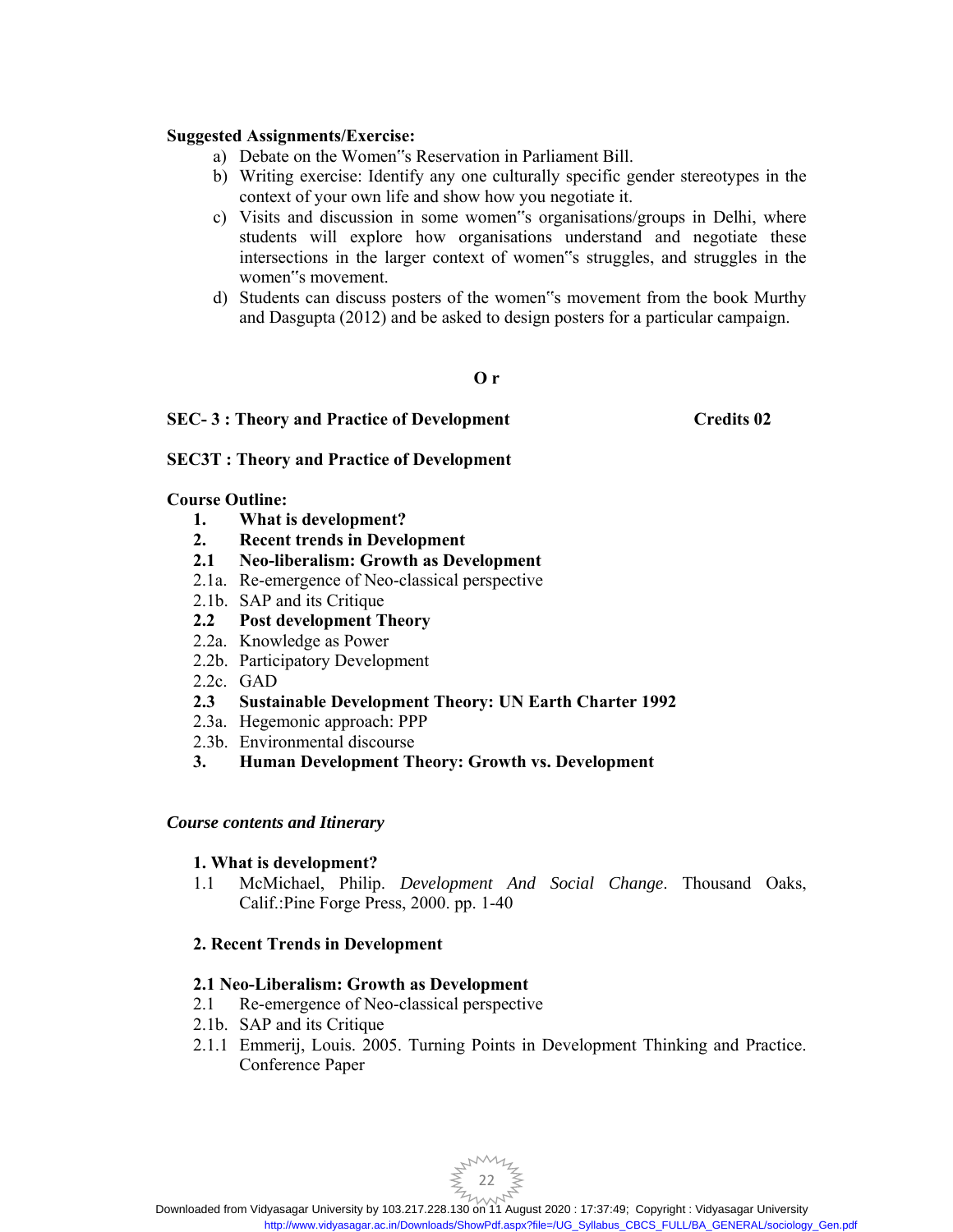**Suggested Assignments/Exercise:**

a) Debate on the Women‟s Reservation in Parliament Bill.

b) Writing exercise: Identify any one culturally specific gender stereotypes in the context of your own life and show how you negotiate it.

c) Visits and discussion in some women‟s organisations/groups in Delhi, where students will explore how organisations understand and negotiate these intersections in the larger context of women‟s struggles, and struggles in the women‟s movement.

d) Students can discuss posters of the women‟s movement from the book Murthy and Dasgupta (2012) and be asked to design posters for a particular campaign.

**O r**

**SEC- 3 : Theory and Practice of Development** **Credits 02**

**SEC3T : Theory and Practice of Development**

**Course Outline:**

1. **What is development?**
2. **Recent trends in Development**

**2.1 Neo-liberalism: Growth as Development**

2.1a. Re-emergence of Neo-classical perspective

2.1b. SAP and its Critique

**2.2 Post development Theory**

2.2a. Knowledge as Power

2.2b. Participatory Development

2.2c. GAD

**2.3 Sustainable Development Theory: UN Earth Charter 1992**

2.3a. Hegemonic approach: PPP

2.3b. Environmental discourse

3. **Human Development Theory: Growth vs. Development**

*Course contents and Itinerary*

**1. What is development?**

1.1 McMichael, Philip. *Development And Social Change*. Thousand Oaks, Calif.:Pine Forge Press, 2000. pp. 1-40

**2. Recent Trends in Development**

**2.1 Neo-Liberalism: Growth as Development**

2.1 Re-emergence of Neo-classical perspective

2.1b. SAP and its Critique

2.1.1 Emmerij, Louis. 2005. Turning Points in Development Thinking and Practice. Conference Paper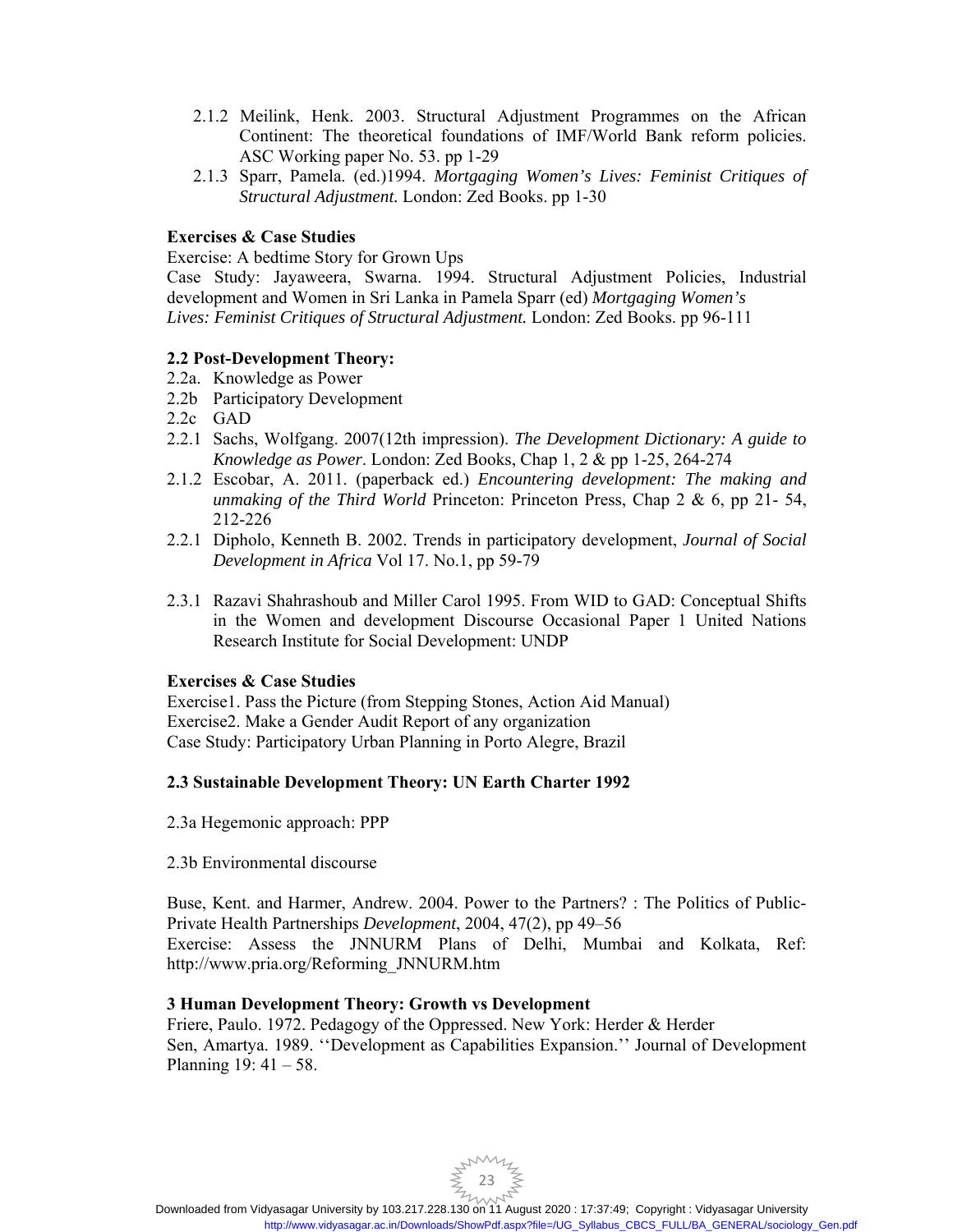2.1.2 Meilink, Henk. 2003. Structural Adjustment Programmes on the African Continent: The theoretical foundations of IMF/World Bank reform policies. ASC Working paper No. 53. pp 1-29

2.1.3 Sparr, Pamela. (ed.)1994. *Mortgaging Women's Lives: Feminist Critiques of Structural Adjustment.* London: Zed Books. pp 1-30

**Exercises & Case Studies**

Exercise: A bedtime Story for Grown Ups

Case Study: Jayaweera, Swarna. 1994. Structural Adjustment Policies, Industrial development and Women in Sri Lanka in Pamela Sparr (ed) *Mortgaging Women's Lives: Feminist Critiques of Structural Adjustment.* London: Zed Books. pp 96-111

**2.2 Post-Development Theory:**

2.2a. Knowledge as Power

2.2b Participatory Development

2.2c GAD

2.2.1 Sachs, Wolfgang. 2007(12th impression). *The Development Dictionary: A guide to Knowledge as Power*. London: Zed Books, Chap 1, 2 & pp 1-25, 264-274

2.1.2 Escobar, A. 2011. (paperback ed.) *Encountering development: The making and unmaking of the Third World* Princeton: Princeton Press, Chap 2 & 6, pp 21- 54, 212-226

2.2.1 Dipholo, Kenneth B. 2002. Trends in participatory development, *Journal of Social Development in Africa* Vol 17. No.1, pp 59-79

2.3.1 Razavi Shahrashoub and Miller Carol 1995. From WID to GAD: Conceptual Shifts in the Women and development Discourse Occasional Paper 1 United Nations Research Institute for Social Development: UNDP

**Exercises & Case Studies**

Exercise1. Pass the Picture (from Stepping Stones, Action Aid Manual)

Exercise2. Make a Gender Audit Report of any organization

Case Study: Participatory Urban Planning in Porto Alegre, Brazil

**2.3 Sustainable Development Theory: UN Earth Charter 1992**

2.3a Hegemonic approach: PPP

2.3b Environmental discourse

Buse, Kent. and Harmer, Andrew. 2004. Power to the Partners? : The Politics of Public-Private Health Partnerships *Development*, 2004, 47(2), pp 49–56

Exercise: Assess the JNNURM Plans of Delhi, Mumbai and Kolkata, Ref: http://www.pria.org/Reforming_JNNURM.htm

**3 Human Development Theory: Growth vs Development**

Friere, Paulo. 1972. Pedagogy of the Oppressed. New York: Herder & Herder

Sen, Amartya. 1989. ''Development as Capabilities Expansion.'' Journal of Development Planning 19: 41 – 58.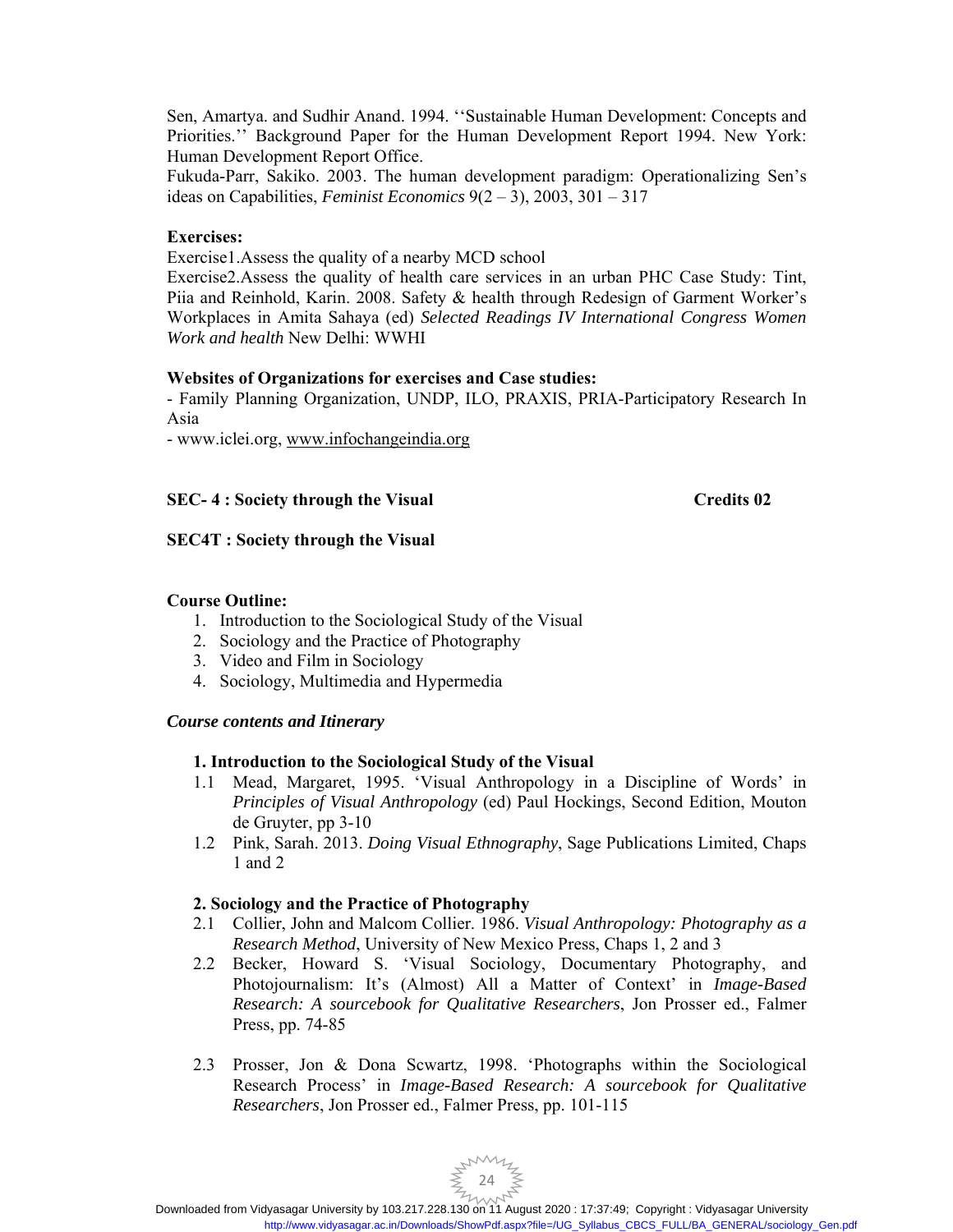Sen, Amartya. and Sudhir Anand. 1994. ''Sustainable Human Development: Concepts and Priorities.'' Background Paper for the Human Development Report 1994. New York: Human Development Report Office.

Fukuda-Parr, Sakiko. 2003. The human development paradigm: Operationalizing Sen's ideas on Capabilities, *Feminist Economics* 9(2 – 3), 2003, 301 – 317

**Exercises:**

Exercise1.Assess the quality of a nearby MCD school

Exercise2.Assess the quality of health care services in an urban PHC Case Study: Tint, Piia and Reinhold, Karin. 2008. Safety & health through Redesign of Garment Worker's Workplaces in Amita Sahaya (ed) *Selected Readings IV International Congress Women Work and health* New Delhi: WWHI

**Websites of Organizations for exercises and Case studies:**

- Family Planning Organization, UNDP, ILO, PRAXIS, PRIA-Participatory Research In Asia
- www.iclei.org, www.infochangeindia.org

**SEC- 4 : Society through the Visual** **Credits 02**

**SEC4T : Society through the Visual**

**Course Outline:**

1. Introduction to the Sociological Study of the Visual
2. Sociology and the Practice of Photography
3. Video and Film in Sociology
4. Sociology, Multimedia and Hypermedia

***Course contents and Itinerary***

**1. Introduction to the Sociological Study of the Visual**

1.1 Mead, Margaret, 1995. 'Visual Anthropology in a Discipline of Words' in *Principles of Visual Anthropology* (ed) Paul Hockings, Second Edition, Mouton de Gruyter, pp 3-10

1.2 Pink, Sarah. 2013. *Doing Visual Ethnography*, Sage Publications Limited, Chaps 1 and 2

**2. Sociology and the Practice of Photography**

2.1 Collier, John and Malcom Collier. 1986. *Visual Anthropology: Photography as a Research Method*, University of New Mexico Press, Chaps 1, 2 and 3

2.2 Becker, Howard S. 'Visual Sociology, Documentary Photography, and Photojournalism: It's (Almost) All a Matter of Context' in *Image-Based Research: A sourcebook for Qualitative Researchers*, Jon Prosser ed., Falmer Press, pp. 74-85

2.3 Prosser, Jon & Dona Scwartz, 1998. 'Photographs within the Sociological Research Process' in *Image-Based Research: A sourcebook for Qualitative Researchers*, Jon Prosser ed., Falmer Press, pp. 101-115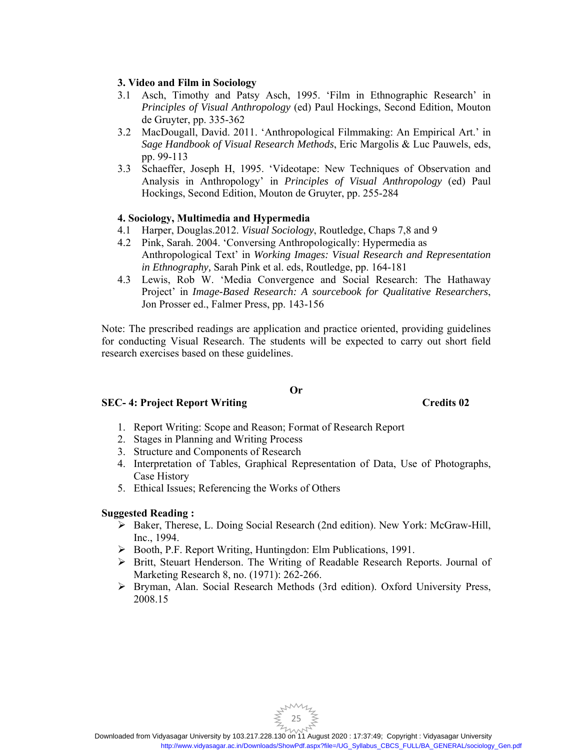**3. Video and Film in Sociology**

3.1 Asch, Timothy and Patsy Asch, 1995. 'Film in Ethnographic Research' in *Principles of Visual Anthropology* (ed) Paul Hockings, Second Edition, Mouton de Gruyter, pp. 335-362

3.2 MacDougall, David. 2011. 'Anthropological Filmmaking: An Empirical Art.' in *Sage Handbook of Visual Research Methods*, Eric Margolis & Luc Pauwels, eds, pp. 99-113

3.3 Schaeffer, Joseph H, 1995. 'Videotape: New Techniques of Observation and Analysis in Anthropology' in *Principles of Visual Anthropology* (ed) Paul Hockings, Second Edition, Mouton de Gruyter, pp. 255-284

**4. Sociology, Multimedia and Hypermedia**

4.1 Harper, Douglas.2012. *Visual Sociology*, Routledge, Chaps 7,8 and 9

4.2 Pink, Sarah. 2004. 'Conversing Anthropologically: Hypermedia as Anthropological Text' in *Working Images: Visual Research and Representation in Ethnography,* Sarah Pink et al. eds, Routledge, pp. 164-181

4.3 Lewis, Rob W. 'Media Convergence and Social Research: The Hathaway Project' in *Image-Based Research: A sourcebook for Qualitative Researchers*, Jon Prosser ed., Falmer Press, pp. 143-156

Note: The prescribed readings are application and practice oriented, providing guidelines for conducting Visual Research. The students will be expected to carry out short field research exercises based on these guidelines.

**Or**

**SEC- 4: Project Report Writing** **Credits 02**

1. Report Writing: Scope and Reason; Format of Research Report
2. Stages in Planning and Writing Process
3. Structure and Components of Research
4. Interpretation of Tables, Graphical Representation of Data, Use of Photographs, Case History
5. Ethical Issues; Referencing the Works of Others

**Suggested Reading :**

- Baker, Therese, L. Doing Social Research (2nd edition). New York: McGraw-Hill, Inc., 1994.
- Booth, P.F. Report Writing, Huntingdon: Elm Publications, 1991.
- Britt, Steuart Henderson. The Writing of Readable Research Reports. Journal of Marketing Research 8, no. (1971): 262-266.
- Bryman, Alan. Social Research Methods (3rd edition). Oxford University Press, 2008.15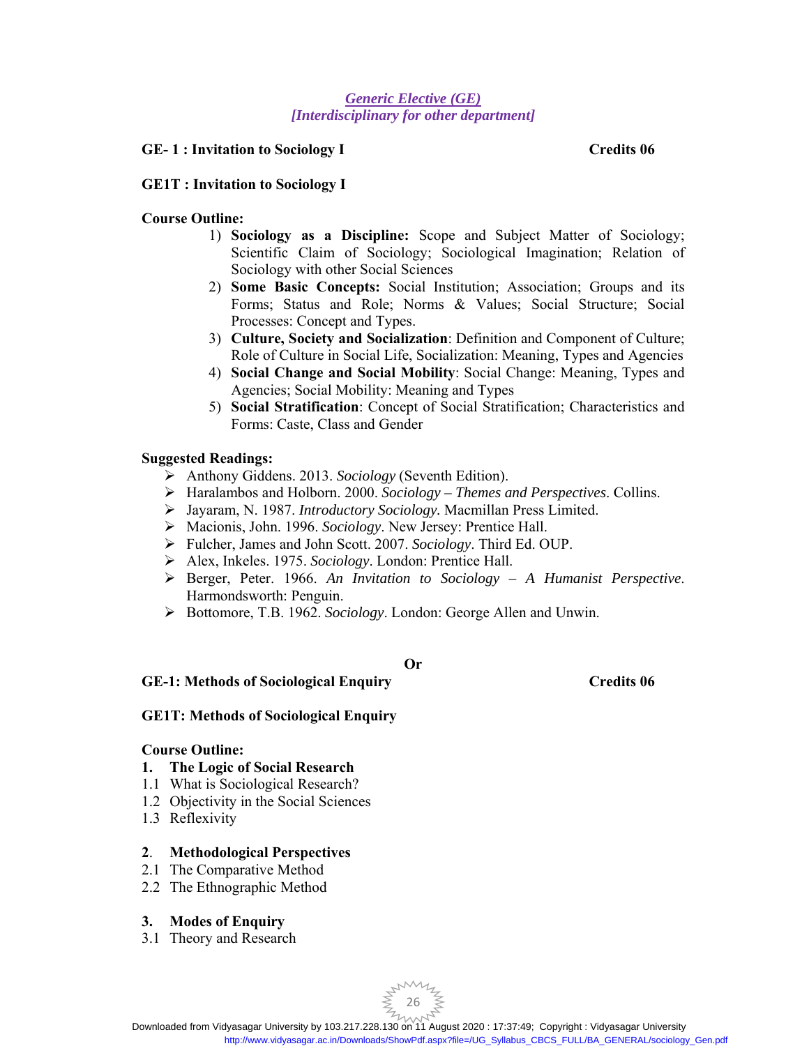## *Generic Elective (GE)*
## *[Interdisciplinary for other department]*

**GE- 1 : Invitation to Sociology I** **Credits 06**

**GE1T : Invitation to Sociology I**

**Course Outline:**

1) **Sociology as a Discipline:** Scope and Subject Matter of Sociology; Scientific Claim of Sociology; Sociological Imagination; Relation of Sociology with other Social Sciences
2) **Some Basic Concepts:** Social Institution; Association; Groups and its Forms; Status and Role; Norms & Values; Social Structure; Social Processes: Concept and Types.
3) **Culture, Society and Socialization**: Definition and Component of Culture; Role of Culture in Social Life, Socialization: Meaning, Types and Agencies
4) **Social Change and Social Mobility**: Social Change: Meaning, Types and Agencies; Social Mobility: Meaning and Types
5) **Social Stratification**: Concept of Social Stratification; Characteristics and Forms: Caste, Class and Gender

**Suggested Readings:**

- Anthony Giddens. 2013. *Sociology* (Seventh Edition).
- Haralambos and Holborn. 2000. *Sociology – Themes and Perspectives*. Collins.
- Jayaram, N. 1987. *Introductory Sociology.* Macmillan Press Limited.
- Macionis, John. 1996. *Sociology*. New Jersey: Prentice Hall.
- Fulcher, James and John Scott. 2007. *Sociology*. Third Ed. OUP.
- Alex, Inkeles. 1975. *Sociology*. London: Prentice Hall.
- Berger, Peter. 1966. *An Invitation to Sociology – A Humanist Perspective*. Harmondsworth: Penguin.
- Bottomore, T.B. 1962. *Sociology*. London: George Allen and Unwin.

**Or**

**GE-1: Methods of Sociological Enquiry** **Credits 06**

**GE1T: Methods of Sociological Enquiry**

**Course Outline:**

**1. The Logic of Social Research**

1.1 What is Sociological Research?

1.2 Objectivity in the Social Sciences

1.3 Reflexivity

**2. Methodological Perspectives**

2.1 The Comparative Method

2.2 The Ethnographic Method

**3. Modes of Enquiry**

3.1 Theory and Research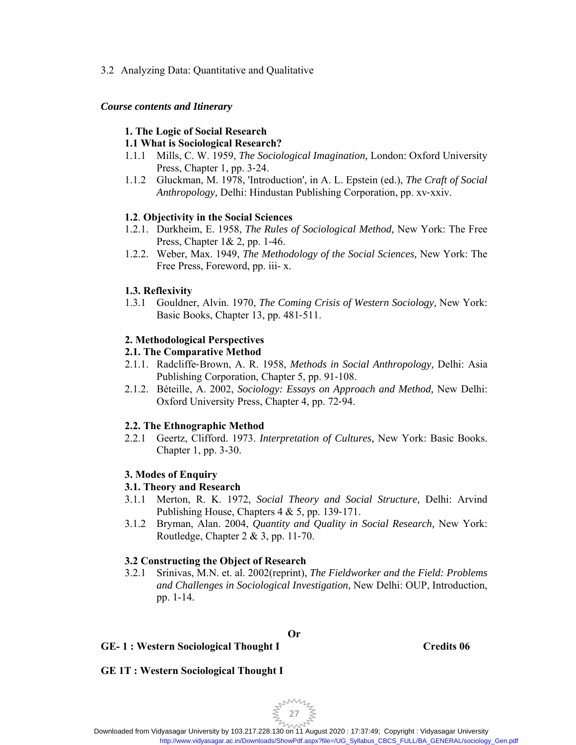3.2 Analyzing Data: Quantitative and Qualitative

***Course contents and Itinerary***

**1. The Logic of Social Research**

**1.1 What is Sociological Research?**

1.1.1 Mills, C. W. 1959, *The Sociological Imagination,* London: Oxford University Press, Chapter 1, pp. 3-24.

1.1.2 Gluckman, M. 1978, 'Introduction', in A. L. Epstein (ed.), *The Craft of Social Anthropology,* Delhi: Hindustan Publishing Corporation, pp. xv-xxiv.

**1.2. Objectivity in the Social Sciences**

1.2.1. Durkheim, E. 1958, *The Rules of Sociological Method,* New York: The Free Press, Chapter 1& 2, pp. 1-46.

1.2.2. Weber, Max. 1949, *The Methodology of the Social Sciences,* New York: The Free Press, Foreword, pp. iii- x.

**1.3. Reflexivity**

1.3.1 Gouldner, Alvin. 1970, *The Coming Crisis of Western Sociology,* New York: Basic Books, Chapter 13, pp. 481-511.

**2. Methodological Perspectives**

**2.1. The Comparative Method**

2.1.1. Radcliffe-Brown, A. R. 1958, *Methods in Social Anthropology,* Delhi: Asia Publishing Corporation, Chapter 5, pp. 91-108.

2.1.2. Béteille, A. 2002, *Sociology: Essays on Approach and Method,* New Delhi: Oxford University Press, Chapter 4, pp. 72-94.

**2.2. The Ethnographic Method**

2.2.1 Geertz, Clifford. 1973. *Interpretation of Cultures,* New York: Basic Books. Chapter 1, pp. 3-30.

**3. Modes of Enquiry**

**3.1. Theory and Research**

3.1.1 Merton, R. K. 1972, *Social Theory and Social Structure,* Delhi: Arvind Publishing House, Chapters 4 & 5, pp. 139-171.

3.1.2 Bryman, Alan. 2004, *Quantity and Quality in Social Research,* New York: Routledge, Chapter 2 & 3, pp. 11-70.

**3.2 Constructing the Object of Research**

3.2.1 Srinivas, M.N. et. al. 2002(reprint), *The Fieldworker and the Field: Problems and Challenges in Sociological Investigation*, New Delhi: OUP, Introduction, pp. 1-14.

**Or**

**GE- 1 : Western Sociological Thought I** **Credits 06**

**GE 1T : Western Sociological Thought I**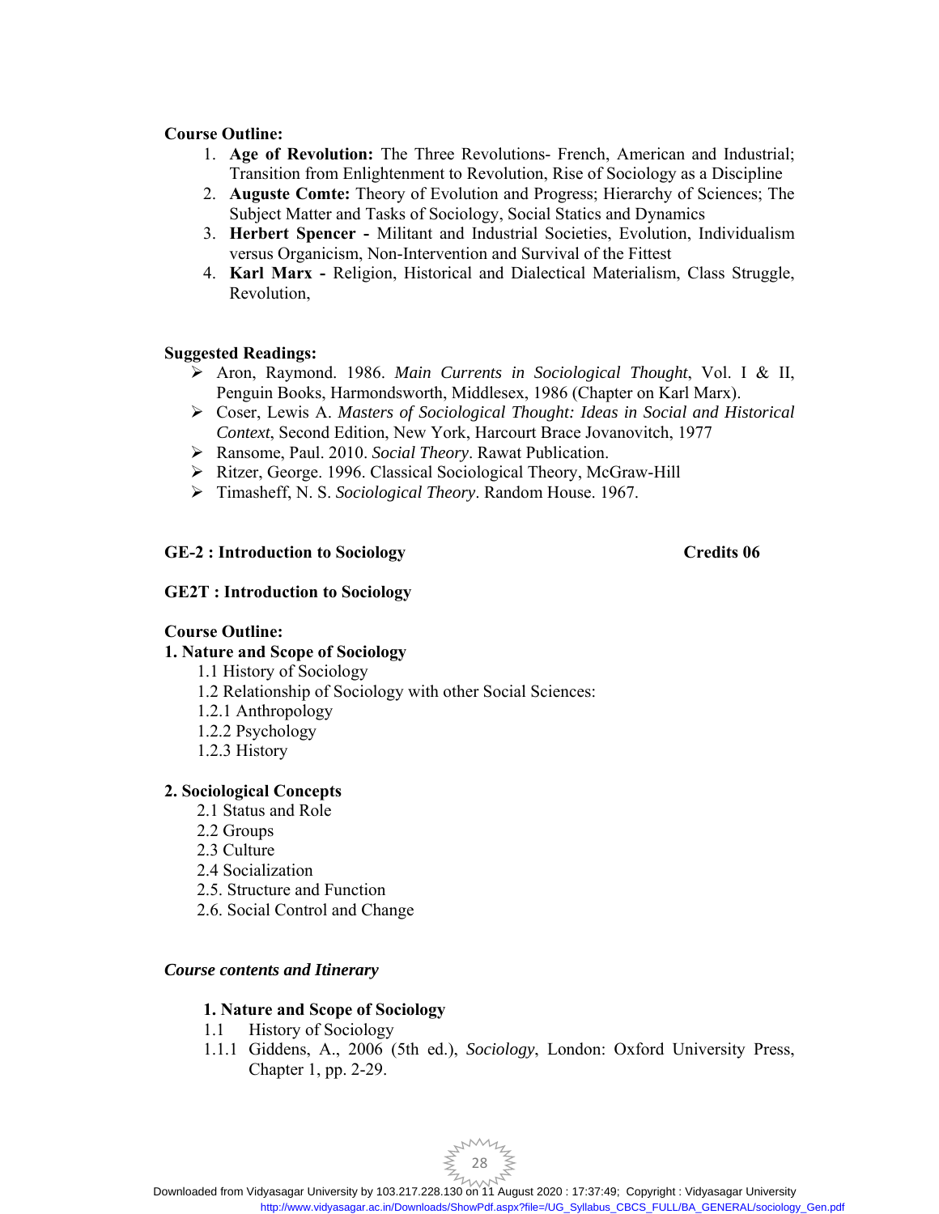**Course Outline:**

1. **Age of Revolution:** The Three Revolutions- French, American and Industrial; Transition from Enlightenment to Revolution, Rise of Sociology as a Discipline
2. **Auguste Comte:** Theory of Evolution and Progress; Hierarchy of Sciences; The Subject Matter and Tasks of Sociology, Social Statics and Dynamics
3. **Herbert Spencer -** Militant and Industrial Societies, Evolution, Individualism versus Organicism, Non-Intervention and Survival of the Fittest
4. **Karl Marx -** Religion, Historical and Dialectical Materialism, Class Struggle, Revolution,

**Suggested Readings:**

- Aron, Raymond. 1986. *Main Currents in Sociological Thought*, Vol. I & II, Penguin Books, Harmondsworth, Middlesex, 1986 (Chapter on Karl Marx).
- Coser, Lewis A. *Masters of Sociological Thought: Ideas in Social and Historical Context*, Second Edition, New York, Harcourt Brace Jovanovitch, 1977
- Ransome, Paul. 2010. *Social Theory*. Rawat Publication.
- Ritzer, George. 1996. Classical Sociological Theory, McGraw-Hill
- Timasheff, N. S. *Sociological Theory*. Random House. 1967.

## GE-2 : Introduction to Sociology — Credits 06

### GE2T : Introduction to Sociology

**Course Outline:**

**1. Nature and Scope of Sociology**

1.1 History of Sociology
1.2 Relationship of Sociology with other Social Sciences:
1.2.1 Anthropology
1.2.2 Psychology
1.2.3 History

**2. Sociological Concepts**

2.1 Status and Role
2.2 Groups
2.3 Culture
2.4 Socialization
2.5. Structure and Function
2.6. Social Control and Change

***Course contents and Itinerary***

**1. Nature and Scope of Sociology**

1.1 History of Sociology
1.1.1 Giddens, A., 2006 (5th ed.), *Sociology*, London: Oxford University Press, Chapter 1, pp. 2-29.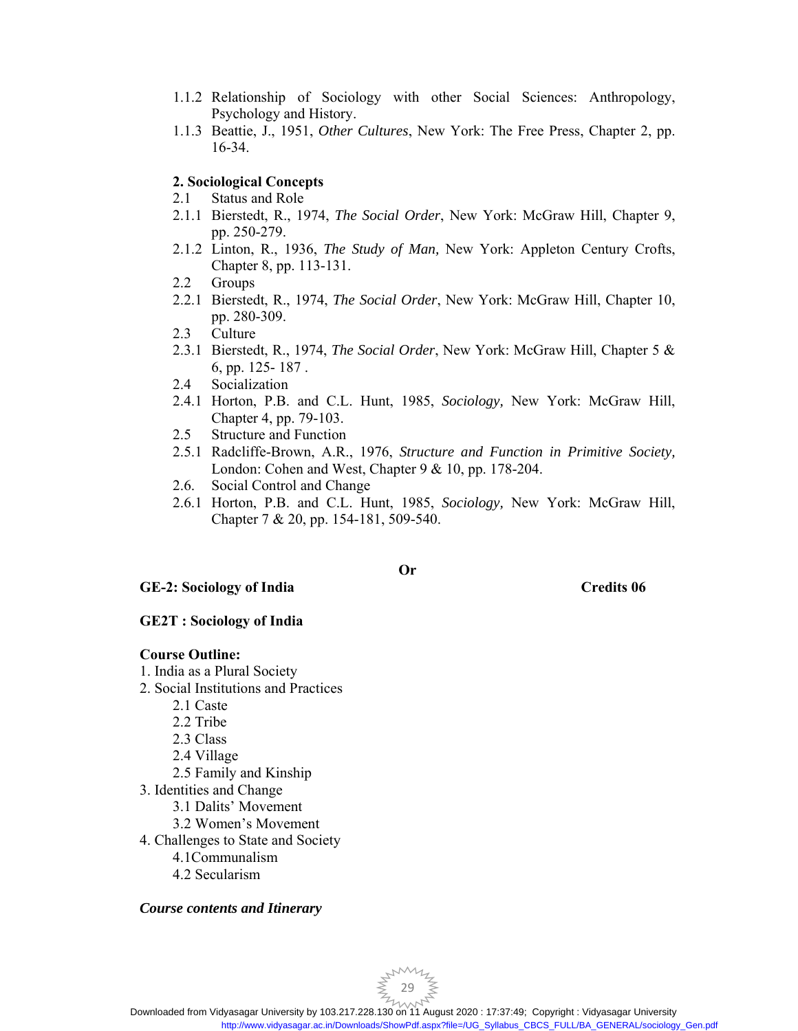1.1.2 Relationship of Sociology with other Social Sciences: Anthropology, Psychology and History.

1.1.3 Beattie, J., 1951, *Other Cultures*, New York: The Free Press, Chapter 2, pp. 16-34.

**2. Sociological Concepts**

2.1 Status and Role

2.1.1 Bierstedt, R., 1974, *The Social Order*, New York: McGraw Hill, Chapter 9, pp. 250-279.

2.1.2 Linton, R., 1936, *The Study of Man,* New York: Appleton Century Crofts, Chapter 8, pp. 113-131.

2.2 Groups

2.2.1 Bierstedt, R., 1974, *The Social Order*, New York: McGraw Hill, Chapter 10, pp. 280-309.

2.3 Culture

2.3.1 Bierstedt, R., 1974, *The Social Order*, New York: McGraw Hill, Chapter 5 & 6, pp. 125- 187 .

2.4 Socialization

2.4.1 Horton, P.B. and C.L. Hunt, 1985, *Sociology,* New York: McGraw Hill, Chapter 4, pp. 79-103.

2.5 Structure and Function

2.5.1 Radcliffe-Brown, A.R., 1976, *Structure and Function in Primitive Society,* London: Cohen and West, Chapter 9 & 10, pp. 178-204.

2.6. Social Control and Change

2.6.1 Horton, P.B. and C.L. Hunt, 1985, *Sociology,* New York: McGraw Hill, Chapter 7 & 20, pp. 154-181, 509-540.

**Or**

**GE-2: Sociology of India** **Credits 06**

**GE2T : Sociology of India**

**Course Outline:**

1. India as a Plural Society
2. Social Institutions and Practices
   - 2.1 Caste
   - 2.2 Tribe
   - 2.3 Class
   - 2.4 Village
   - 2.5 Family and Kinship
3. Identities and Change
   - 3.1 Dalits' Movement
   - 3.2 Women's Movement
4. Challenges to State and Society
   - 4.1Communalism
   - 4.2 Secularism

***Course contents and Itinerary***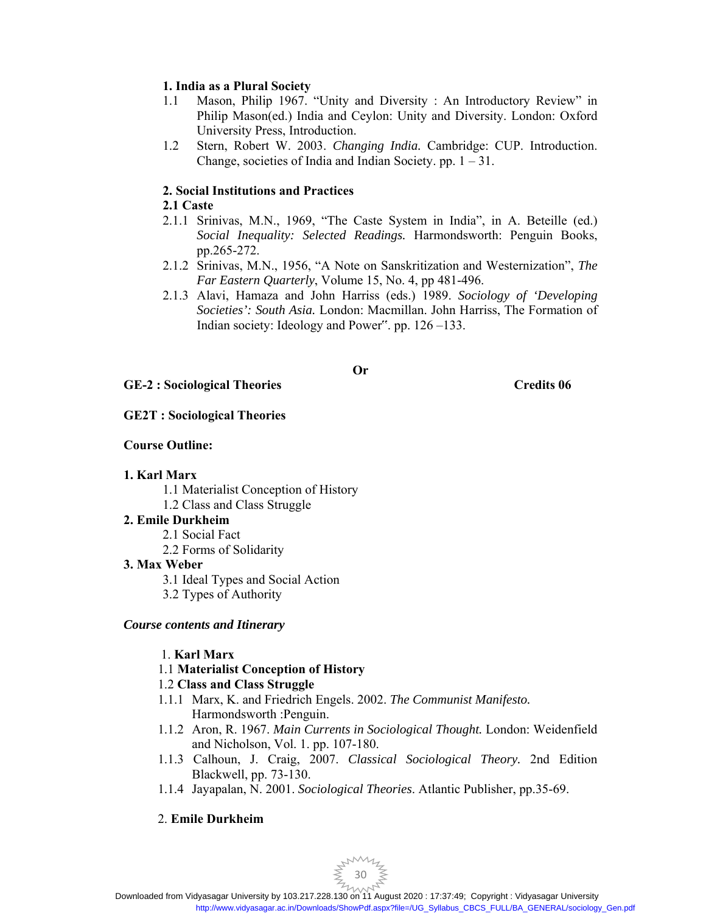**1. India as a Plural Society**

1.1 Mason, Philip 1967. "Unity and Diversity : An Introductory Review" in Philip Mason(ed.) India and Ceylon: Unity and Diversity. London: Oxford University Press, Introduction.

1.2 Stern, Robert W. 2003. *Changing India.* Cambridge: CUP. Introduction. Change, societies of India and Indian Society. pp. 1 – 31.

**2. Social Institutions and Practices**

**2.1 Caste**

2.1.1 Srinivas, M.N., 1969, "The Caste System in India", in A. Beteille (ed.) *Social Inequality: Selected Readings.* Harmondsworth: Penguin Books, pp.265-272.

2.1.2 Srinivas, M.N., 1956, "A Note on Sanskritization and Westernization", *The Far Eastern Quarterly*, Volume 15, No. 4, pp 481-496.

2.1.3 Alavi, Hamaza and John Harriss (eds.) 1989. *Sociology of 'Developing Societies': South Asia.* London: Macmillan. John Harriss, The Formation of Indian society: Ideology and Power‟. pp. 126 –133.

**Or**

**GE-2 : Sociological Theories** **Credits 06**

**GE2T : Sociological Theories**

**Course Outline:**

**1. Karl Marx**
- 1.1 Materialist Conception of History
- 1.2 Class and Class Struggle

**2. Emile Durkheim**
- 2.1 Social Fact
- 2.2 Forms of Solidarity

**3. Max Weber**
- 3.1 Ideal Types and Social Action
- 3.2 Types of Authority

***Course contents and Itinerary***

1. **Karl Marx**

1.1 **Materialist Conception of History**

1.2 **Class and Class Struggle**

1.1.1 Marx, K. and Friedrich Engels. 2002. *The Communist Manifesto.* Harmondsworth :Penguin.

1.1.2 Aron, R. 1967. *Main Currents in Sociological Thought.* London: Weidenfield and Nicholson, Vol. 1. pp. 107-180.

1.1.3 Calhoun, J. Craig, 2007. *Classical Sociological Theory.* 2nd Edition Blackwell, pp. 73-130.

1.1.4 Jayapalan, N. 2001. *Sociological Theories*. Atlantic Publisher, pp.35-69.

2. **Emile Durkheim**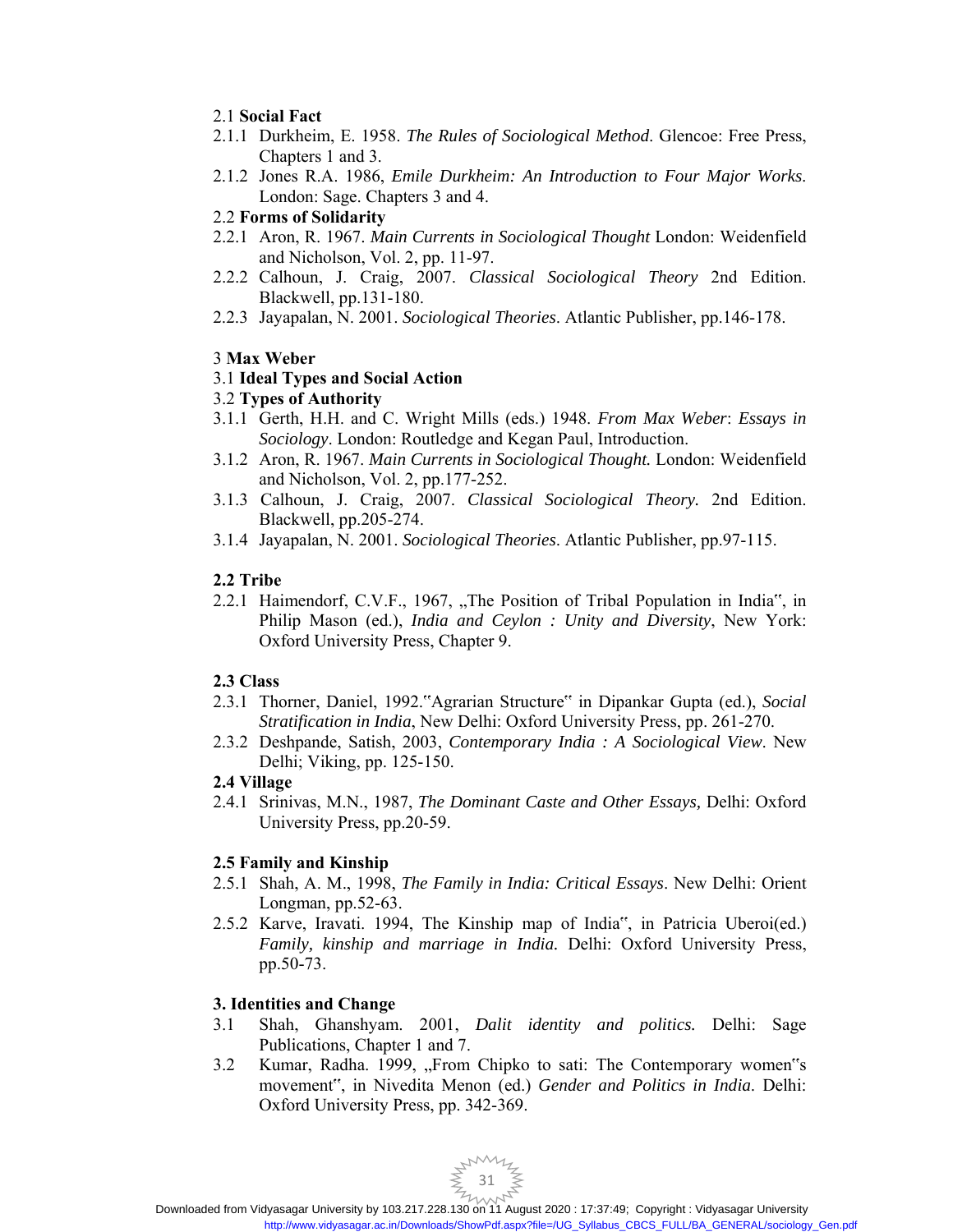2.1 **Social Fact**

2.1.1 Durkheim, E. 1958. *The Rules of Sociological Method*. Glencoe: Free Press, Chapters 1 and 3.

2.1.2 Jones R.A. 1986, *Emile Durkheim: An Introduction to Four Major Works*. London: Sage. Chapters 3 and 4.

2.2 **Forms of Solidarity**

2.2.1 Aron, R. 1967. *Main Currents in Sociological Thought* London: Weidenfield and Nicholson, Vol. 2, pp. 11-97.

2.2.2 Calhoun, J. Craig, 2007. *Classical Sociological Theory* 2nd Edition. Blackwell, pp.131-180.

2.2.3 Jayapalan, N. 2001. *Sociological Theories*. Atlantic Publisher, pp.146-178.

3 **Max Weber**

3.1 **Ideal Types and Social Action**

3.2 **Types of Authority**

3.1.1 Gerth, H.H. and C. Wright Mills (eds.) 1948. *From Max Weber*: *Essays in Sociology*. London: Routledge and Kegan Paul, Introduction.

3.1.2 Aron, R. 1967. *Main Currents in Sociological Thought.* London: Weidenfield and Nicholson, Vol. 2, pp.177-252.

3.1.3 Calhoun, J. Craig, 2007. *Classical Sociological Theory.* 2nd Edition. Blackwell, pp.205-274.

3.1.4 Jayapalan, N. 2001. *Sociological Theories*. Atlantic Publisher, pp.97-115.

**2.2 Tribe**

2.2.1 Haimendorf, C.V.F., 1967, „The Position of Tribal Population in India", in Philip Mason (ed.), *India and Ceylon : Unity and Diversity*, New York: Oxford University Press, Chapter 9.

**2.3 Class**

2.3.1 Thorner, Daniel, 1992."Agrarian Structure" in Dipankar Gupta (ed.), *Social Stratification in India*, New Delhi: Oxford University Press, pp. 261-270.

2.3.2 Deshpande, Satish, 2003, *Contemporary India : A Sociological View*. New Delhi; Viking, pp. 125-150.

**2.4 Village**

2.4.1 Srinivas, M.N., 1987, *The Dominant Caste and Other Essays,* Delhi: Oxford University Press, pp.20-59.

**2.5 Family and Kinship**

2.5.1 Shah, A. M., 1998, *The Family in India: Critical Essays*. New Delhi: Orient Longman, pp.52-63.

2.5.2 Karve, Iravati. 1994, The Kinship map of India", in Patricia Uberoi(ed.) *Family, kinship and marriage in India.* Delhi: Oxford University Press, pp.50-73.

**3. Identities and Change**

3.1 Shah, Ghanshyam. 2001, *Dalit identity and politics.* Delhi: Sage Publications, Chapter 1 and 7.

3.2 Kumar, Radha. 1999, „From Chipko to sati: The Contemporary women"s movement", in Nivedita Menon (ed.) *Gender and Politics in India*. Delhi: Oxford University Press, pp. 342-369.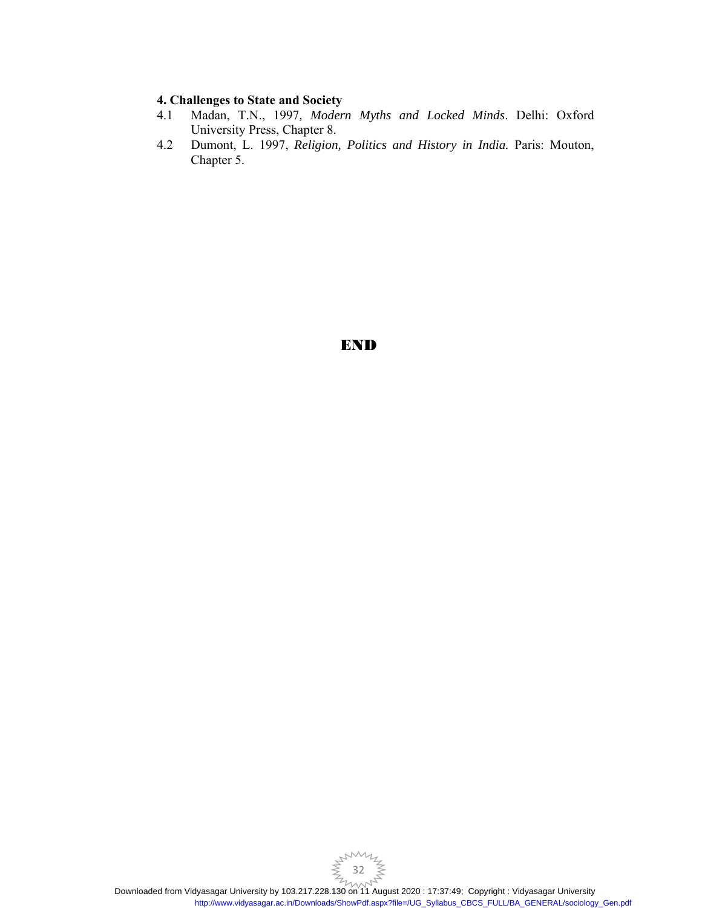**4. Challenges to State and Society**

4.1 Madan, T.N., 1997, *Modern Myths and Locked Minds*. Delhi: Oxford University Press, Chapter 8.

4.2 Dumont, L. 1997, *Religion, Politics and History in India.* Paris: Mouton, Chapter 5.

**END**